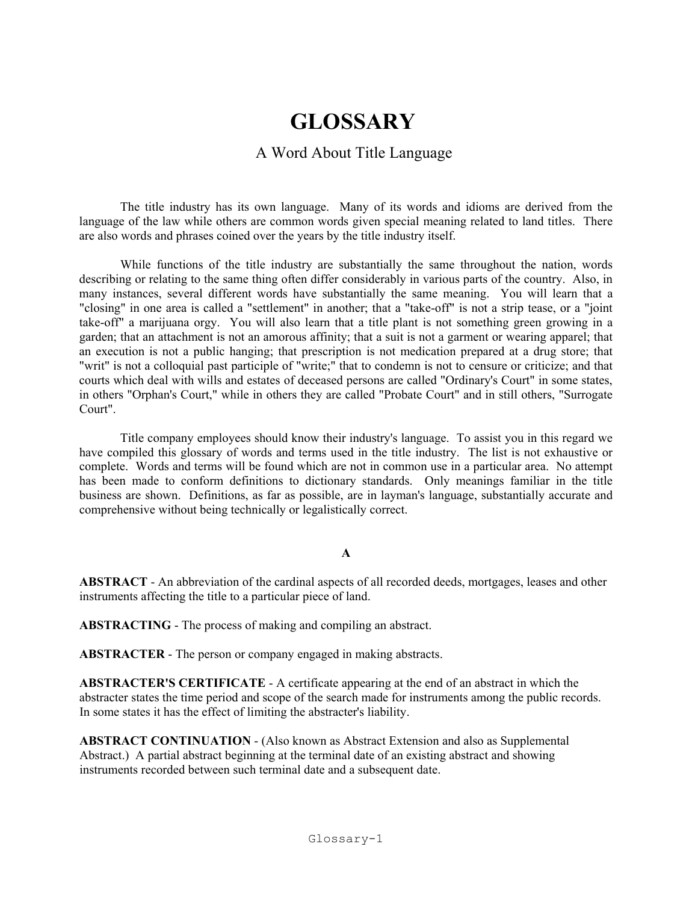# GLOSSARY

## A Word About Title Language

The title industry has its own language. Many of its words and idioms are derived from the language of the law while others are common words given special meaning related to land titles. There are also words and phrases coined over the years by the title industry itself.

While functions of the title industry are substantially the same throughout the nation, words describing or relating to the same thing often differ considerably in various parts of the country. Also, in many instances, several different words have substantially the same meaning. You will learn that a "closing" in one area is called a "settlement" in another; that a "take-off" is not a strip tease, or a "joint take-off" a marijuana orgy. You will also learn that a title plant is not something green growing in a garden; that an attachment is not an amorous affinity; that a suit is not a garment or wearing apparel; that an execution is not a public hanging; that prescription is not medication prepared at a drug store; that "writ" is not a colloquial past participle of "write;" that to condemn is not to censure or criticize; and that courts which deal with wills and estates of deceased persons are called "Ordinary's Court" in some states, in others "Orphan's Court," while in others they are called "Probate Court" and in still others, "Surrogate Court".

Title company employees should know their industry's language. To assist you in this regard we have compiled this glossary of words and terms used in the title industry. The list is not exhaustive or complete. Words and terms will be found which are not in common use in a particular area. No attempt has been made to conform definitions to dictionary standards. Only meanings familiar in the title business are shown. Definitions, as far as possible, are in layman's language, substantially accurate and comprehensive without being technically or legalistically correct.

### A

**ABSTRACT** - An abbreviation of the cardinal aspects of all recorded deeds, mortgages, leases and other instruments affecting the title to a particular piece of land.

**ABSTRACTING** - The process of making and compiling an abstract.

**ABSTRACTER** - The person or company engaged in making abstracts.

**ABSTRACTER'S CERTIFICATE** - A certificate appearing at the end of an abstract in which the abstracter states the time period and scope of the search made for instruments among the public records. In some states it has the effect of limiting the abstracter's liability.

**ABSTRACT CONTINUATION** - (Also known as Abstract Extension and also as Supplemental Abstract.) A partial abstract beginning at the terminal date of an existing abstract and showing instruments recorded between such terminal date and a subsequent date.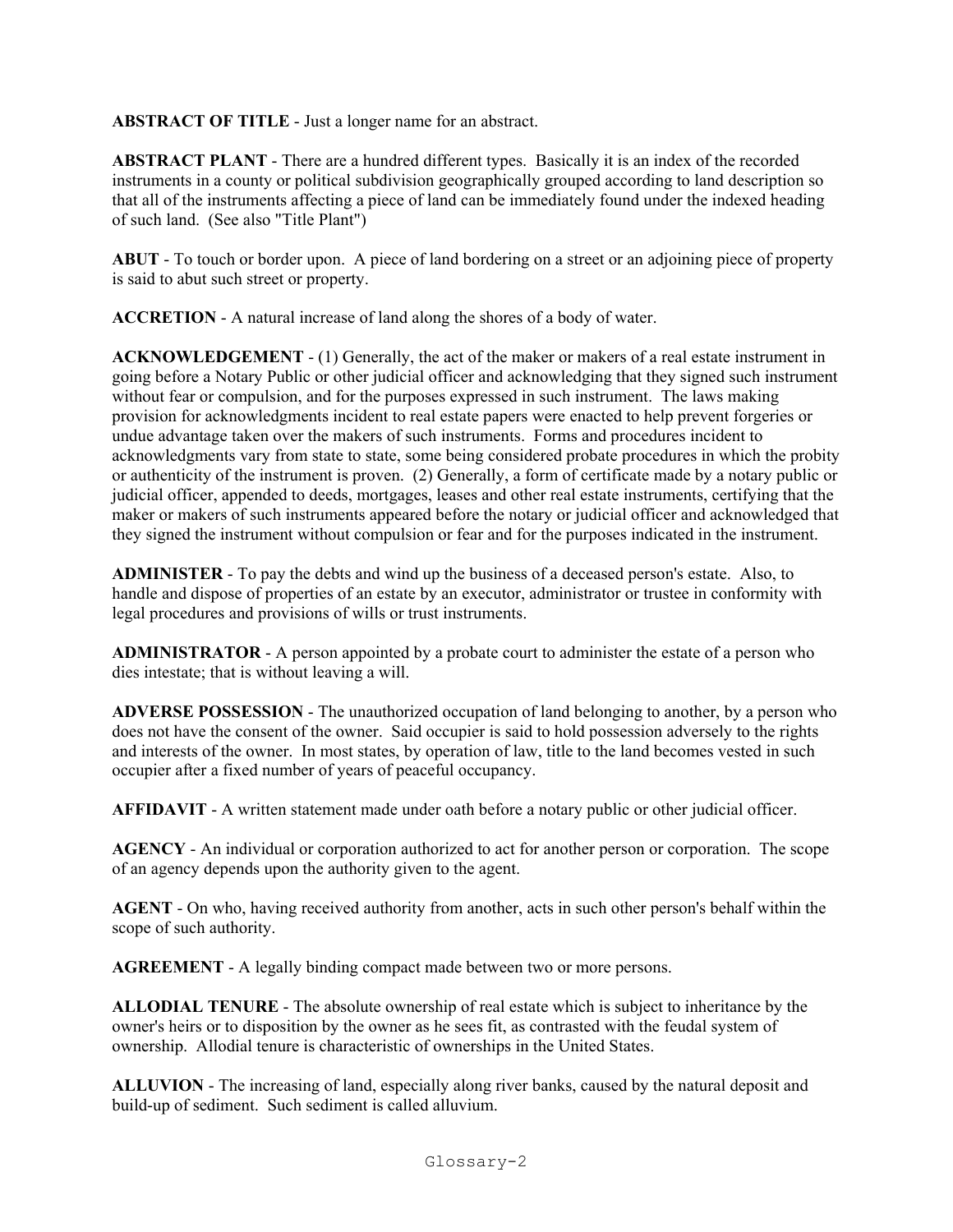**ABSTRACT OF TITLE** - Just a longer name for an abstract.

**ABSTRACT PLANT** - There are a hundred different types. Basically it is an index of the recorded instruments in a county or political subdivision geographically grouped according to land description so that all of the instruments affecting a piece of land can be immediately found under the indexed heading of such land. (See also "Title Plant")

**ABUT** - To touch or border upon. A piece of land bordering on a street or an adjoining piece of property is said to abut such street or property.

**ACCRETION** - A natural increase of land along the shores of a body of water.

**ACKNOWLEDGEMENT** - (1) Generally, the act of the maker or makers of a real estate instrument in going before a Notary Public or other judicial officer and acknowledging that they signed such instrument without fear or compulsion, and for the purposes expressed in such instrument. The laws making provision for acknowledgments incident to real estate papers were enacted to help prevent forgeries or undue advantage taken over the makers of such instruments. Forms and procedures incident to acknowledgments vary from state to state, some being considered probate procedures in which the probity or authenticity of the instrument is proven. (2) Generally, a form of certificate made by a notary public or judicial officer, appended to deeds, mortgages, leases and other real estate instruments, certifying that the maker or makers of such instruments appeared before the notary or judicial officer and acknowledged that they signed the instrument without compulsion or fear and for the purposes indicated in the instrument.

**ADMINISTER** - To pay the debts and wind up the business of a deceased person's estate. Also, to handle and dispose of properties of an estate by an executor, administrator or trustee in conformity with legal procedures and provisions of wills or trust instruments.

**ADMINISTRATOR** - A person appointed by a probate court to administer the estate of a person who dies intestate; that is without leaving a will.

**ADVERSE POSSESSION** - The unauthorized occupation of land belonging to another, by a person who does not have the consent of the owner. Said occupier is said to hold possession adversely to the rights and interests of the owner. In most states, by operation of law, title to the land becomes vested in such occupier after a fixed number of years of peaceful occupancy.

**AFFIDAVIT** - A written statement made under oath before a notary public or other judicial officer.

**AGENCY** - An individual or corporation authorized to act for another person or corporation. The scope of an agency depends upon the authority given to the agent.

**AGENT** - On who, having received authority from another, acts in such other person's behalf within the scope of such authority.

**AGREEMENT** - A legally binding compact made between two or more persons.

**ALLODIAL TENURE** - The absolute ownership of real estate which is subject to inheritance by the owner's heirs or to disposition by the owner as he sees fit, as contrasted with the feudal system of ownership. Allodial tenure is characteristic of ownerships in the United States.

**ALLUVION** - The increasing of land, especially along river banks, caused by the natural deposit and build-up of sediment. Such sediment is called alluvium.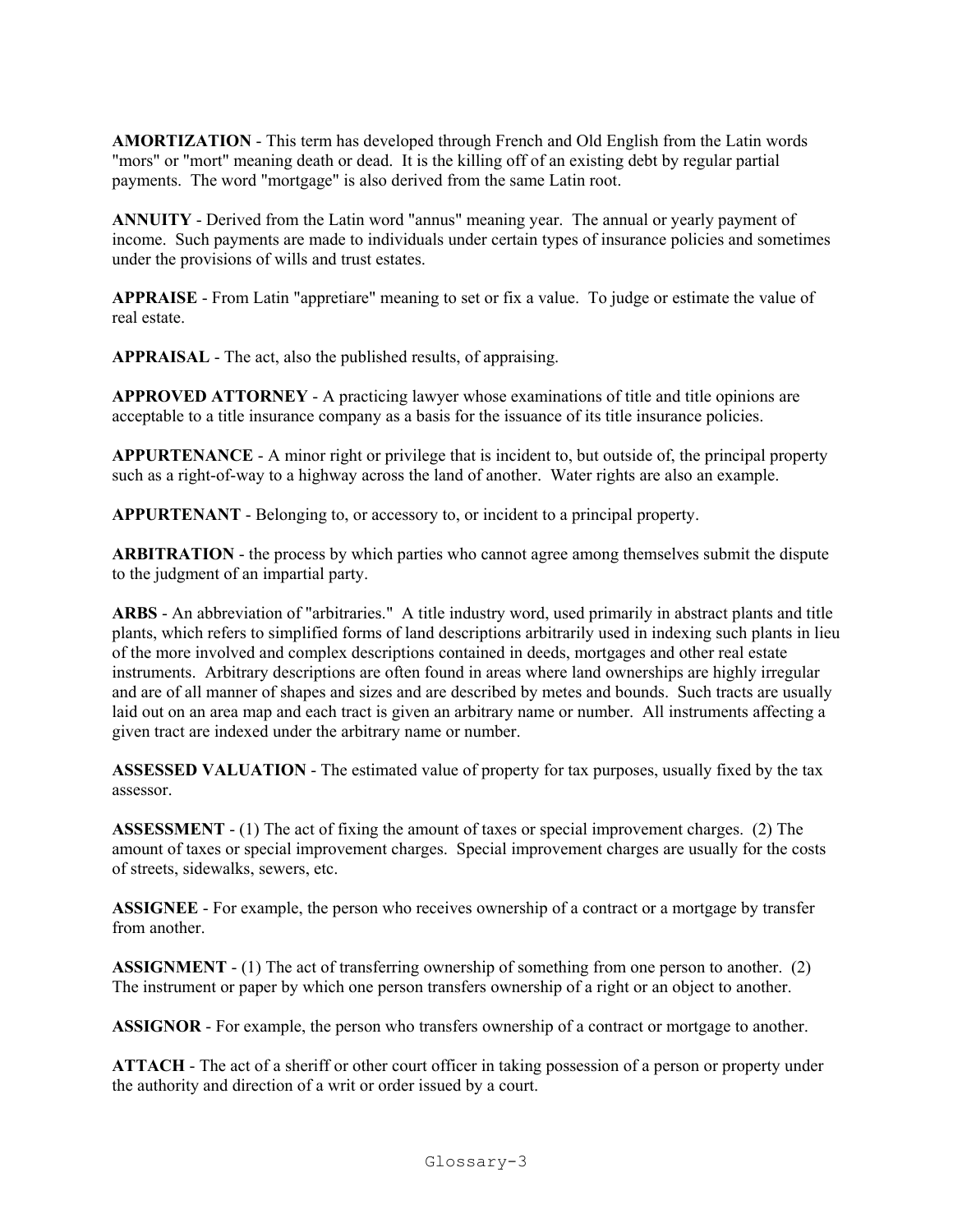**AMORTIZATION** - This term has developed through French and Old English from the Latin words "mors" or "mort" meaning death or dead. It is the killing off of an existing debt by regular partial payments. The word "mortgage" is also derived from the same Latin root.

**ANNUITY** - Derived from the Latin word "annus" meaning year. The annual or yearly payment of income. Such payments are made to individuals under certain types of insurance policies and sometimes under the provisions of wills and trust estates.

**APPRAISE** - From Latin "appretiare" meaning to set or fix a value. To judge or estimate the value of real estate.

**APPRAISAL** - The act, also the published results, of appraising.

**APPROVED ATTORNEY** - A practicing lawyer whose examinations of title and title opinions are acceptable to a title insurance company as a basis for the issuance of its title insurance policies.

**APPURTENANCE** - A minor right or privilege that is incident to, but outside of, the principal property such as a right-of-way to a highway across the land of another. Water rights are also an example.

**APPURTENANT** - Belonging to, or accessory to, or incident to a principal property.

**ARBITRATION** - the process by which parties who cannot agree among themselves submit the dispute to the judgment of an impartial party.

**ARBS** - An abbreviation of "arbitraries." A title industry word, used primarily in abstract plants and title plants, which refers to simplified forms of land descriptions arbitrarily used in indexing such plants in lieu of the more involved and complex descriptions contained in deeds, mortgages and other real estate instruments. Arbitrary descriptions are often found in areas where land ownerships are highly irregular and are of all manner of shapes and sizes and are described by metes and bounds. Such tracts are usually laid out on an area map and each tract is given an arbitrary name or number. All instruments affecting a given tract are indexed under the arbitrary name or number.

**ASSESSED VALUATION** - The estimated value of property for tax purposes, usually fixed by the tax assessor.

**ASSESSMENT** - (1) The act of fixing the amount of taxes or special improvement charges. (2) The amount of taxes or special improvement charges. Special improvement charges are usually for the costs of streets, sidewalks, sewers, etc.

**ASSIGNEE** - For example, the person who receives ownership of a contract or a mortgage by transfer from another.

**ASSIGNMENT** - (1) The act of transferring ownership of something from one person to another. (2) The instrument or paper by which one person transfers ownership of a right or an object to another.

**ASSIGNOR** - For example, the person who transfers ownership of a contract or mortgage to another.

**ATTACH** - The act of a sheriff or other court officer in taking possession of a person or property under the authority and direction of a writ or order issued by a court.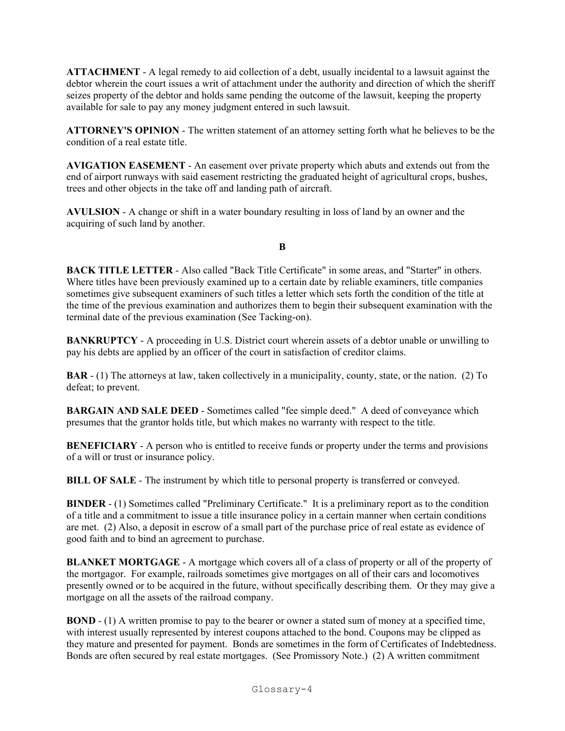**ATTACHMENT** - A legal remedy to aid collection of a debt, usually incidental to a lawsuit against the debtor wherein the court issues a writ of attachment under the authority and direction of which the sheriff seizes property of the debtor and holds same pending the outcome of the lawsuit, keeping the property available for sale to pay any money judgment entered in such lawsuit.

**ATTORNEY'S OPINION** - The written statement of an attorney setting forth what he believes to be the condition of a real estate title.

**AVIGATION EASEMENT** - An easement over private property which abuts and extends out from the end of airport runways with said easement restricting the graduated height of agricultural crops, bushes, trees and other objects in the take off and landing path of aircraft.

**AVULSION** - A change or shift in a water boundary resulting in loss of land by an owner and the acquiring of such land by another.

## B

**BACK TITLE LETTER** - Also called "Back Title Certificate" in some areas, and "Starter" in others. Where titles have been previously examined up to a certain date by reliable examiners, title companies sometimes give subsequent examiners of such titles a letter which sets forth the condition of the title at the time of the previous examination and authorizes them to begin their subsequent examination with the terminal date of the previous examination (See Tacking-on).

**BANKRUPTCY** - A proceeding in U.S. District court wherein assets of a debtor unable or unwilling to pay his debts are applied by an officer of the court in satisfaction of creditor claims.

**BAR** - (1) The attorneys at law, taken collectively in a municipality, county, state, or the nation. (2) To defeat; to prevent.

**BARGAIN AND SALE DEED** - Sometimes called "fee simple deed." A deed of conveyance which presumes that the grantor holds title, but which makes no warranty with respect to the title.

**BENEFICIARY** - A person who is entitled to receive funds or property under the terms and provisions of a will or trust or insurance policy.

**BILL OF SALE** - The instrument by which title to personal property is transferred or conveyed.

**BINDER** - (1) Sometimes called "Preliminary Certificate." It is a preliminary report as to the condition of a title and a commitment to issue a title insurance policy in a certain manner when certain conditions are met. (2) Also, a deposit in escrow of a small part of the purchase price of real estate as evidence of good faith and to bind an agreement to purchase.

**BLANKET MORTGAGE** - A mortgage which covers all of a class of property or all of the property of the mortgagor. For example, railroads sometimes give mortgages on all of their cars and locomotives presently owned or to be acquired in the future, without specifically describing them. Or they may give a mortgage on all the assets of the railroad company.

**BOND** - (1) A written promise to pay to the bearer or owner a stated sum of money at a specified time, with interest usually represented by interest coupons attached to the bond. Coupons may be clipped as they mature and presented for payment. Bonds are sometimes in the form of Certificates of Indebtedness. Bonds are often secured by real estate mortgages. (See Promissory Note.) (2) A written commitment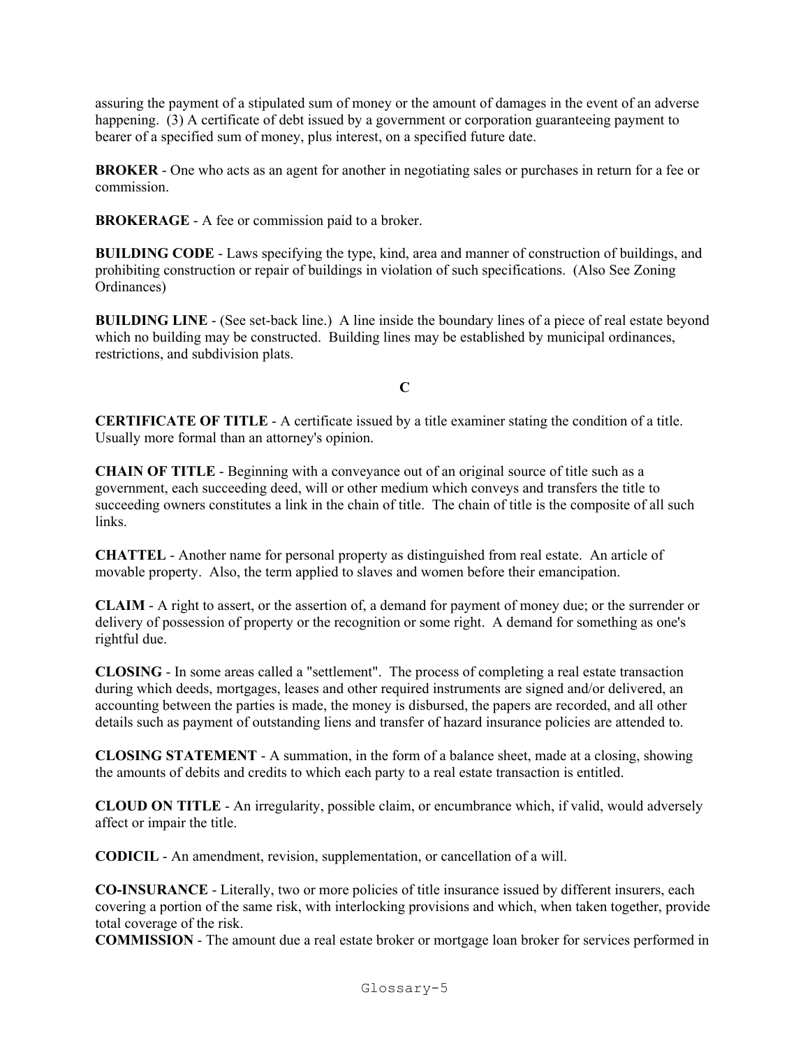assuring the payment of a stipulated sum of money or the amount of damages in the event of an adverse happening. (3) A certificate of debt issued by a government or corporation guaranteeing payment to bearer of a specified sum of money, plus interest, on a specified future date.

**BROKER** - One who acts as an agent for another in negotiating sales or purchases in return for a fee or commission.

**BROKERAGE** - A fee or commission paid to a broker.

**BUILDING CODE** - Laws specifying the type, kind, area and manner of construction of buildings, and prohibiting construction or repair of buildings in violation of such specifications. (Also See Zoning Ordinances)

**BUILDING LINE** - (See set-back line.) A line inside the boundary lines of a piece of real estate beyond which no building may be constructed. Building lines may be established by municipal ordinances, restrictions, and subdivision plats.

## C

**CERTIFICATE OF TITLE** - A certificate issued by a title examiner stating the condition of a title. Usually more formal than an attorney's opinion.

**CHAIN OF TITLE** - Beginning with a conveyance out of an original source of title such as a government, each succeeding deed, will or other medium which conveys and transfers the title to succeeding owners constitutes a link in the chain of title. The chain of title is the composite of all such links.

**CHATTEL** - Another name for personal property as distinguished from real estate. An article of movable property. Also, the term applied to slaves and women before their emancipation.

**CLAIM** - A right to assert, or the assertion of, a demand for payment of money due; or the surrender or delivery of possession of property or the recognition or some right. A demand for something as one's rightful due.

**CLOSING** - In some areas called a "settlement". The process of completing a real estate transaction during which deeds, mortgages, leases and other required instruments are signed and/or delivered, an accounting between the parties is made, the money is disbursed, the papers are recorded, and all other details such as payment of outstanding liens and transfer of hazard insurance policies are attended to.

**CLOSING STATEMENT** - A summation, in the form of a balance sheet, made at a closing, showing the amounts of debits and credits to which each party to a real estate transaction is entitled.

**CLOUD ON TITLE** - An irregularity, possible claim, or encumbrance which, if valid, would adversely affect or impair the title.

**CODICIL** - An amendment, revision, supplementation, or cancellation of a will.

**CO-INSURANCE** - Literally, two or more policies of title insurance issued by different insurers, each covering a portion of the same risk, with interlocking provisions and which, when taken together, provide total coverage of the risk.

**COMMISSION** - The amount due a real estate broker or mortgage loan broker for services performed in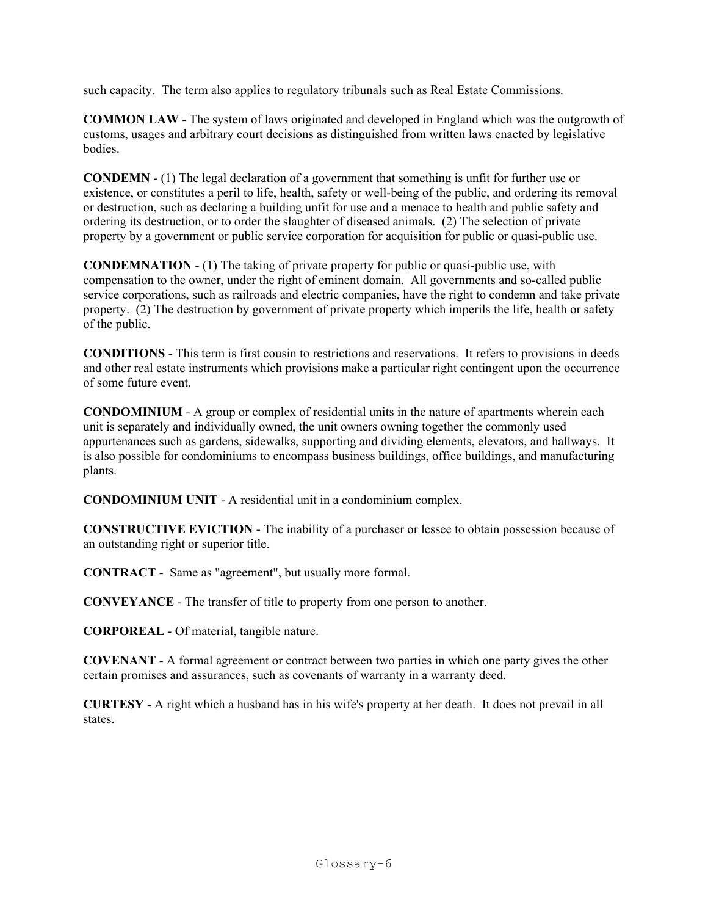such capacity. The term also applies to regulatory tribunals such as Real Estate Commissions.

**COMMON LAW** - The system of laws originated and developed in England which was the outgrowth of customs, usages and arbitrary court decisions as distinguished from written laws enacted by legislative bodies.

**CONDEMN** - (1) The legal declaration of a government that something is unfit for further use or existence, or constitutes a peril to life, health, safety or well-being of the public, and ordering its removal or destruction, such as declaring a building unfit for use and a menace to health and public safety and ordering its destruction, or to order the slaughter of diseased animals. (2) The selection of private property by a government or public service corporation for acquisition for public or quasi-public use.

**CONDEMNATION** - (1) The taking of private property for public or quasi-public use, with compensation to the owner, under the right of eminent domain. All governments and so-called public service corporations, such as railroads and electric companies, have the right to condemn and take private property. (2) The destruction by government of private property which imperils the life, health or safety of the public.

**CONDITIONS** - This term is first cousin to restrictions and reservations. It refers to provisions in deeds and other real estate instruments which provisions make a particular right contingent upon the occurrence of some future event.

**CONDOMINIUM** - A group or complex of residential units in the nature of apartments wherein each unit is separately and individually owned, the unit owners owning together the commonly used appurtenances such as gardens, sidewalks, supporting and dividing elements, elevators, and hallways. It is also possible for condominiums to encompass business buildings, office buildings, and manufacturing plants.

**CONDOMINIUM UNIT** - A residential unit in a condominium complex.

**CONSTRUCTIVE EVICTION** - The inability of a purchaser or lessee to obtain possession because of an outstanding right or superior title.

**CONTRACT** - Same as "agreement", but usually more formal.

**CONVEYANCE** - The transfer of title to property from one person to another.

**CORPOREAL** - Of material, tangible nature.

**COVENANT** - A formal agreement or contract between two parties in which one party gives the other certain promises and assurances, such as covenants of warranty in a warranty deed.

**CURTESY** - A right which a husband has in his wife's property at her death. It does not prevail in all states.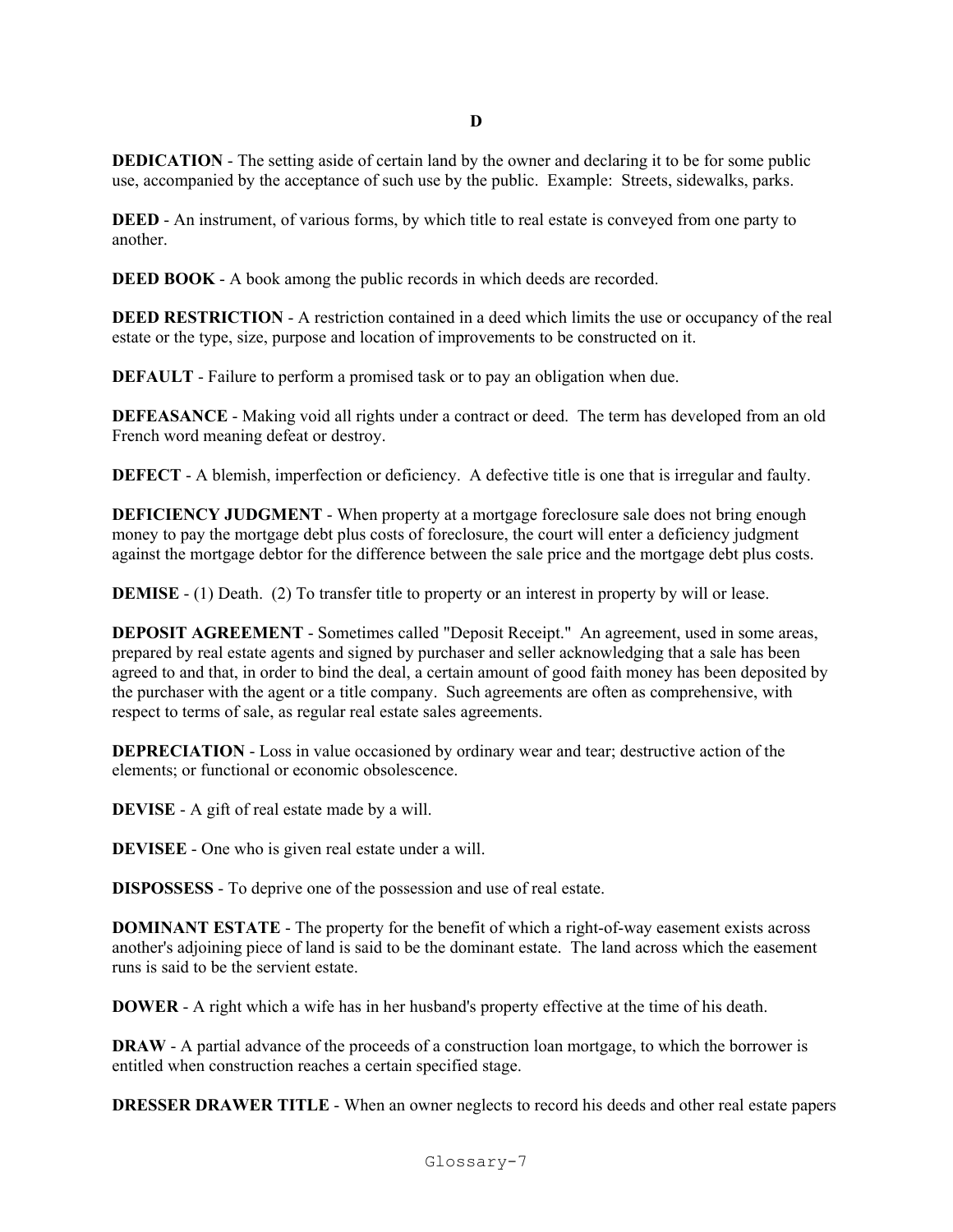## D

**DEDICATION** - The setting aside of certain land by the owner and declaring it to be for some public use, accompanied by the acceptance of such use by the public. Example: Streets, sidewalks, parks.

**DEED** - An instrument, of various forms, by which title to real estate is conveyed from one party to another.

**DEED BOOK** - A book among the public records in which deeds are recorded.

**DEED RESTRICTION** - A restriction contained in a deed which limits the use or occupancy of the real estate or the type, size, purpose and location of improvements to be constructed on it.

**DEFAULT** - Failure to perform a promised task or to pay an obligation when due.

**DEFEASANCE** - Making void all rights under a contract or deed. The term has developed from an old French word meaning defeat or destroy.

**DEFECT** - A blemish, imperfection or deficiency. A defective title is one that is irregular and faulty.

**DEFICIENCY JUDGMENT** - When property at a mortgage foreclosure sale does not bring enough money to pay the mortgage debt plus costs of foreclosure, the court will enter a deficiency judgment against the mortgage debtor for the difference between the sale price and the mortgage debt plus costs.

**DEMISE** - (1) Death. (2) To transfer title to property or an interest in property by will or lease.

**DEPOSIT AGREEMENT** - Sometimes called "Deposit Receipt." An agreement, used in some areas, prepared by real estate agents and signed by purchaser and seller acknowledging that a sale has been agreed to and that, in order to bind the deal, a certain amount of good faith money has been deposited by the purchaser with the agent or a title company. Such agreements are often as comprehensive, with respect to terms of sale, as regular real estate sales agreements.

**DEPRECIATION** - Loss in value occasioned by ordinary wear and tear; destructive action of the elements; or functional or economic obsolescence.

**DEVISE** - A gift of real estate made by a will.

**DEVISEE** - One who is given real estate under a will.

**DISPOSSESS** - To deprive one of the possession and use of real estate.

**DOMINANT ESTATE** - The property for the benefit of which a right-of-way easement exists across another's adjoining piece of land is said to be the dominant estate. The land across which the easement runs is said to be the servient estate.

**DOWER** - A right which a wife has in her husband's property effective at the time of his death.

**DRAW** - A partial advance of the proceeds of a construction loan mortgage, to which the borrower is entitled when construction reaches a certain specified stage.

**DRESSER DRAWER TITLE** - When an owner neglects to record his deeds and other real estate papers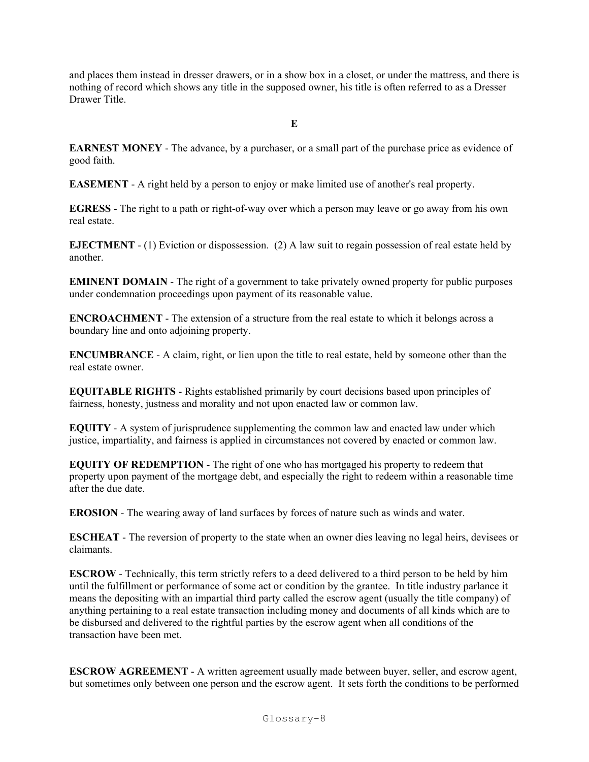and places them instead in dresser drawers, or in a show box in a closet, or under the mattress, and there is nothing of record which shows any title in the supposed owner, his title is often referred to as a Dresser Drawer Title.

## E

**EARNEST MONEY** - The advance, by a purchaser, or a small part of the purchase price as evidence of good faith.

**EASEMENT** - A right held by a person to enjoy or make limited use of another's real property.

**EGRESS** - The right to a path or right-of-way over which a person may leave or go away from his own real estate.

**EJECTMENT** - (1) Eviction or dispossession. (2) A law suit to regain possession of real estate held by another.

**EMINENT DOMAIN** - The right of a government to take privately owned property for public purposes under condemnation proceedings upon payment of its reasonable value.

**ENCROACHMENT** - The extension of a structure from the real estate to which it belongs across a boundary line and onto adjoining property.

**ENCUMBRANCE** - A claim, right, or lien upon the title to real estate, held by someone other than the real estate owner.

**EQUITABLE RIGHTS** - Rights established primarily by court decisions based upon principles of fairness, honesty, justness and morality and not upon enacted law or common law.

**EQUITY** - A system of jurisprudence supplementing the common law and enacted law under which justice, impartiality, and fairness is applied in circumstances not covered by enacted or common law.

**EQUITY OF REDEMPTION** - The right of one who has mortgaged his property to redeem that property upon payment of the mortgage debt, and especially the right to redeem within a reasonable time after the due date.

**EROSION** - The wearing away of land surfaces by forces of nature such as winds and water.

**ESCHEAT** - The reversion of property to the state when an owner dies leaving no legal heirs, devisees or claimants.

**ESCROW** - Technically, this term strictly refers to a deed delivered to a third person to be held by him until the fulfillment or performance of some act or condition by the grantee. In title industry parlance it means the depositing with an impartial third party called the escrow agent (usually the title company) of anything pertaining to a real estate transaction including money and documents of all kinds which are to be disbursed and delivered to the rightful parties by the escrow agent when all conditions of the transaction have been met.

**ESCROW AGREEMENT** - A written agreement usually made between buyer, seller, and escrow agent, but sometimes only between one person and the escrow agent. It sets forth the conditions to be performed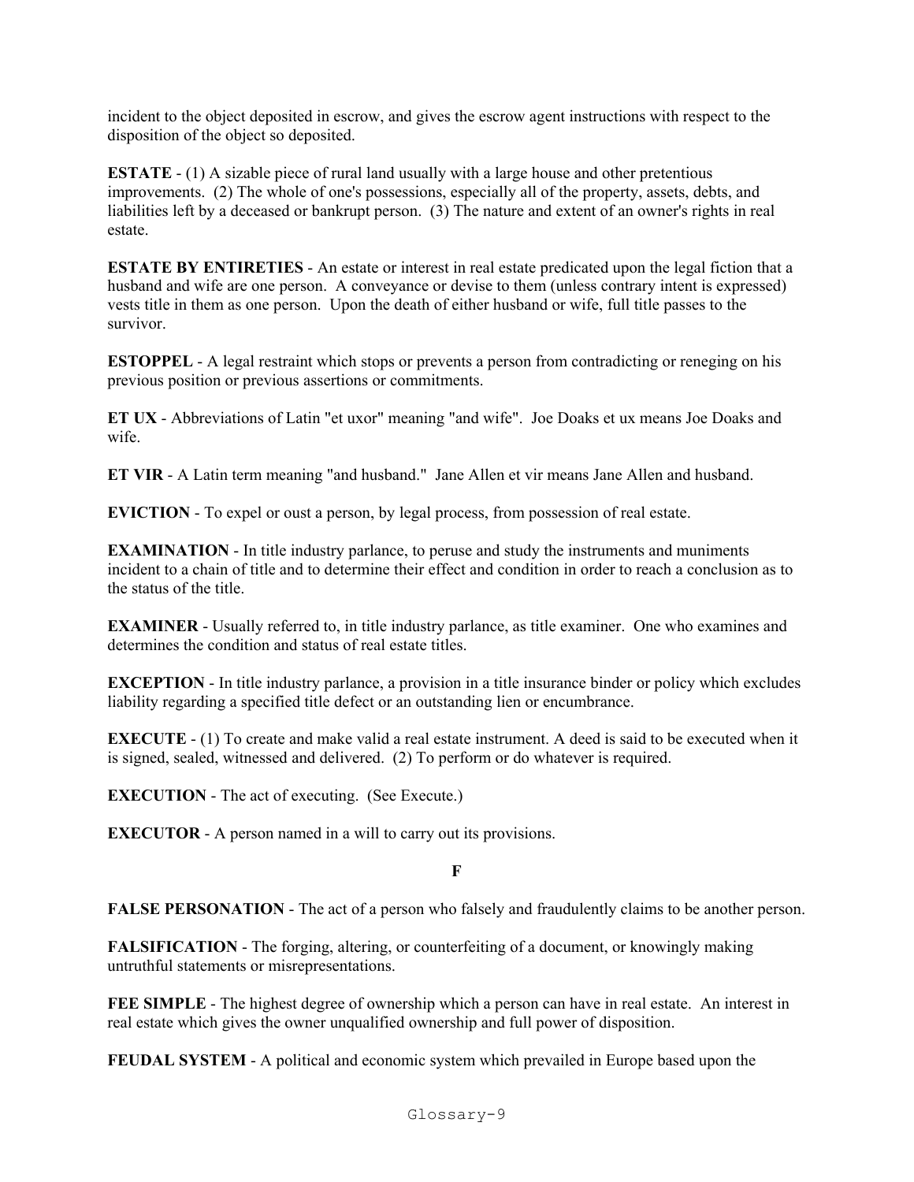incident to the object deposited in escrow, and gives the escrow agent instructions with respect to the disposition of the object so deposited.

**ESTATE** - (1) A sizable piece of rural land usually with a large house and other pretentious improvements. (2) The whole of one's possessions, especially all of the property, assets, debts, and liabilities left by a deceased or bankrupt person. (3) The nature and extent of an owner's rights in real estate.

**ESTATE BY ENTIRETIES** - An estate or interest in real estate predicated upon the legal fiction that a husband and wife are one person. A conveyance or devise to them (unless contrary intent is expressed) vests title in them as one person. Upon the death of either husband or wife, full title passes to the survivor.

**ESTOPPEL** - A legal restraint which stops or prevents a person from contradicting or reneging on his previous position or previous assertions or commitments.

**ET UX** - Abbreviations of Latin "et uxor" meaning "and wife". Joe Doaks et ux means Joe Doaks and wife.

**ET VIR** - A Latin term meaning "and husband." Jane Allen et vir means Jane Allen and husband.

**EVICTION** - To expel or oust a person, by legal process, from possession of real estate.

**EXAMINATION** - In title industry parlance, to peruse and study the instruments and muniments incident to a chain of title and to determine their effect and condition in order to reach a conclusion as to the status of the title.

**EXAMINER** - Usually referred to, in title industry parlance, as title examiner. One who examines and determines the condition and status of real estate titles.

**EXCEPTION** - In title industry parlance, a provision in a title insurance binder or policy which excludes liability regarding a specified title defect or an outstanding lien or encumbrance.

**EXECUTE** - (1) To create and make valid a real estate instrument. A deed is said to be executed when it is signed, sealed, witnessed and delivered. (2) To perform or do whatever is required.

**EXECUTION** - The act of executing. (See Execute.)

**EXECUTOR** - A person named in a will to carry out its provisions.

## F

**FALSE PERSONATION** - The act of a person who falsely and fraudulently claims to be another person.

**FALSIFICATION** - The forging, altering, or counterfeiting of a document, or knowingly making untruthful statements or misrepresentations.

**FEE SIMPLE** - The highest degree of ownership which a person can have in real estate. An interest in real estate which gives the owner unqualified ownership and full power of disposition.

**FEUDAL SYSTEM** - A political and economic system which prevailed in Europe based upon the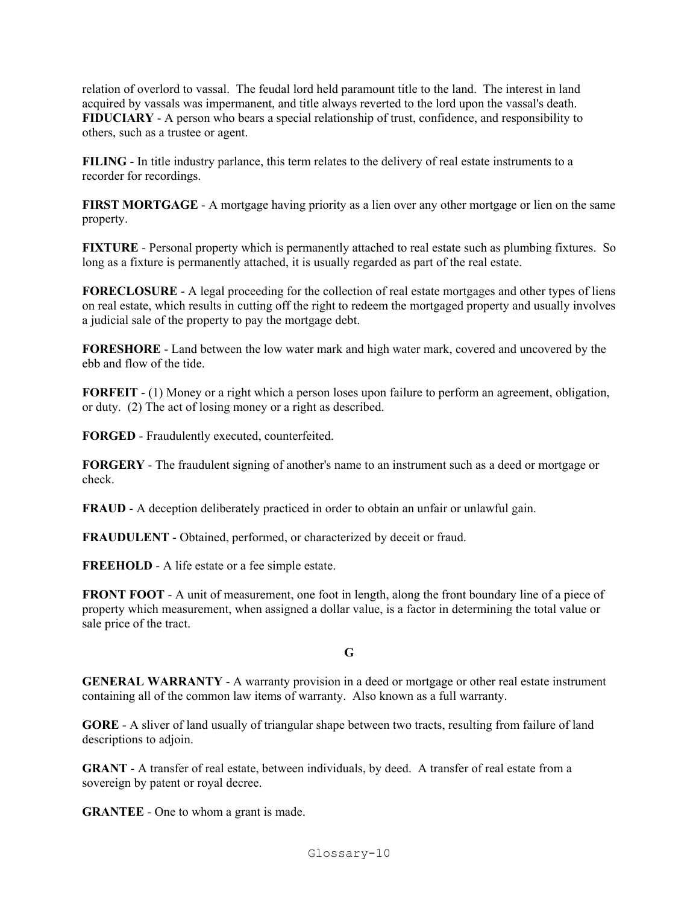relation of overlord to vassal. The feudal lord held paramount title to the land. The interest in land acquired by vassals was impermanent, and title always reverted to the lord upon the vassal's death.
**FIDUCIARY** - A person who bears a special relationship of trust, confidence, and responsibility to others, such as a trustee or agent.

**FILING** - In title industry parlance, this term relates to the delivery of real estate instruments to a recorder for recordings.

**FIRST MORTGAGE** - A mortgage having priority as a lien over any other mortgage or lien on the same property.

**FIXTURE** - Personal property which is permanently attached to real estate such as plumbing fixtures. So long as a fixture is permanently attached, it is usually regarded as part of the real estate.

**FORECLOSURE** - A legal proceeding for the collection of real estate mortgages and other types of liens on real estate, which results in cutting off the right to redeem the mortgaged property and usually involves a judicial sale of the property to pay the mortgage debt.

**FORESHORE** - Land between the low water mark and high water mark, covered and uncovered by the ebb and flow of the tide.

**FORFEIT** - (1) Money or a right which a person loses upon failure to perform an agreement, obligation, or duty. (2) The act of losing money or a right as described.

**FORGED** - Fraudulently executed, counterfeited.

**FORGERY** - The fraudulent signing of another's name to an instrument such as a deed or mortgage or check.

**FRAUD** - A deception deliberately practiced in order to obtain an unfair or unlawful gain.

**FRAUDULENT** - Obtained, performed, or characterized by deceit or fraud.

**FREEHOLD** - A life estate or a fee simple estate.

**FRONT FOOT** - A unit of measurement, one foot in length, along the front boundary line of a piece of property which measurement, when assigned a dollar value, is a factor in determining the total value or sale price of the tract.

## G

**GENERAL WARRANTY** - A warranty provision in a deed or mortgage or other real estate instrument containing all of the common law items of warranty. Also known as a full warranty.

**GORE** - A sliver of land usually of triangular shape between two tracts, resulting from failure of land descriptions to adjoin.

**GRANT** - A transfer of real estate, between individuals, by deed. A transfer of real estate from a sovereign by patent or royal decree.

**GRANTEE** - One to whom a grant is made.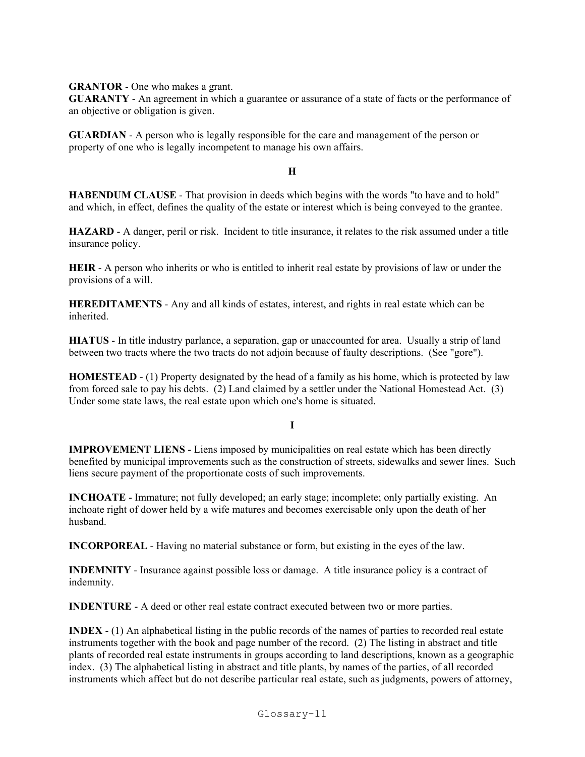**GRANTOR** - One who makes a grant.
**GUARANTY** - An agreement in which a guarantee or assurance of a state of facts or the performance of an objective or obligation is given.

**GUARDIAN** - A person who is legally responsible for the care and management of the person or property of one who is legally incompetent to manage his own affairs.

## H

**HABENDUM CLAUSE** - That provision in deeds which begins with the words "to have and to hold" and which, in effect, defines the quality of the estate or interest which is being conveyed to the grantee.

**HAZARD** - A danger, peril or risk. Incident to title insurance, it relates to the risk assumed under a title insurance policy.

**HEIR** - A person who inherits or who is entitled to inherit real estate by provisions of law or under the provisions of a will.

**HEREDITAMENTS** - Any and all kinds of estates, interest, and rights in real estate which can be inherited.

**HIATUS** - In title industry parlance, a separation, gap or unaccounted for area. Usually a strip of land between two tracts where the two tracts do not adjoin because of faulty descriptions. (See "gore").

**HOMESTEAD** - (1) Property designated by the head of a family as his home, which is protected by law from forced sale to pay his debts. (2) Land claimed by a settler under the National Homestead Act. (3) Under some state laws, the real estate upon which one's home is situated.

## I

**IMPROVEMENT LIENS** - Liens imposed by municipalities on real estate which has been directly benefited by municipal improvements such as the construction of streets, sidewalks and sewer lines. Such liens secure payment of the proportionate costs of such improvements.

**INCHOATE** - Immature; not fully developed; an early stage; incomplete; only partially existing. An inchoate right of dower held by a wife matures and becomes exercisable only upon the death of her husband.

**INCORPOREAL** - Having no material substance or form, but existing in the eyes of the law.

**INDEMNITY** - Insurance against possible loss or damage. A title insurance policy is a contract of indemnity.

**INDENTURE** - A deed or other real estate contract executed between two or more parties.

**INDEX** - (1) An alphabetical listing in the public records of the names of parties to recorded real estate instruments together with the book and page number of the record. (2) The listing in abstract and title plants of recorded real estate instruments in groups according to land descriptions, known as a geographic index. (3) The alphabetical listing in abstract and title plants, by names of the parties, of all recorded instruments which affect but do not describe particular real estate, such as judgments, powers of attorney,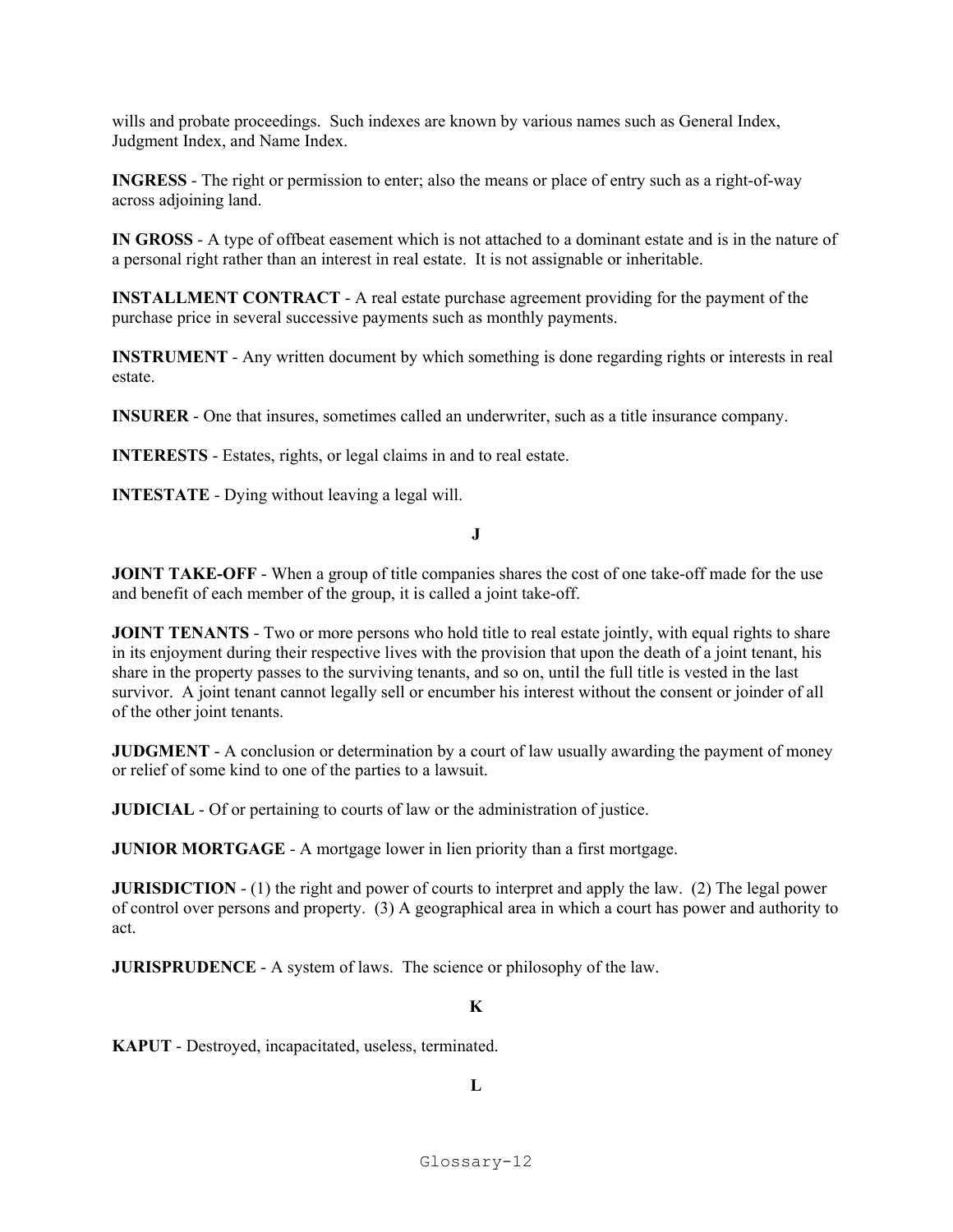wills and probate proceedings. Such indexes are known by various names such as General Index, Judgment Index, and Name Index.

**INGRESS** - The right or permission to enter; also the means or place of entry such as a right-of-way across adjoining land.

**IN GROSS** - A type of offbeat easement which is not attached to a dominant estate and is in the nature of a personal right rather than an interest in real estate. It is not assignable or inheritable.

**INSTALLMENT CONTRACT** - A real estate purchase agreement providing for the payment of the purchase price in several successive payments such as monthly payments.

**INSTRUMENT** - Any written document by which something is done regarding rights or interests in real estate.

**INSURER** - One that insures, sometimes called an underwriter, such as a title insurance company.

**INTERESTS** - Estates, rights, or legal claims in and to real estate.

**INTESTATE** - Dying without leaving a legal will.

## J

**JOINT TAKE-OFF** - When a group of title companies shares the cost of one take-off made for the use and benefit of each member of the group, it is called a joint take-off.

**JOINT TENANTS** - Two or more persons who hold title to real estate jointly, with equal rights to share in its enjoyment during their respective lives with the provision that upon the death of a joint tenant, his share in the property passes to the surviving tenants, and so on, until the full title is vested in the last survivor. A joint tenant cannot legally sell or encumber his interest without the consent or joinder of all of the other joint tenants.

**JUDGMENT** - A conclusion or determination by a court of law usually awarding the payment of money or relief of some kind to one of the parties to a lawsuit.

**JUDICIAL** - Of or pertaining to courts of law or the administration of justice.

**JUNIOR MORTGAGE** - A mortgage lower in lien priority than a first mortgage.

**JURISDICTION** - (1) the right and power of courts to interpret and apply the law. (2) The legal power of control over persons and property. (3) A geographical area in which a court has power and authority to act.

**JURISPRUDENCE** - A system of laws. The science or philosophy of the law.

## K

**KAPUT** - Destroyed, incapacitated, useless, terminated.

## L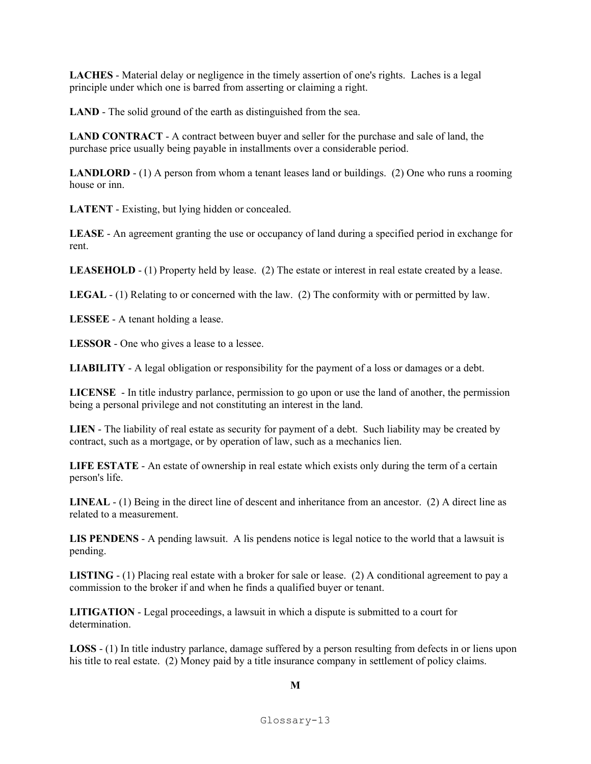**LACHES** - Material delay or negligence in the timely assertion of one's rights. Laches is a legal principle under which one is barred from asserting or claiming a right.

**LAND** - The solid ground of the earth as distinguished from the sea.

**LAND CONTRACT** - A contract between buyer and seller for the purchase and sale of land, the purchase price usually being payable in installments over a considerable period.

**LANDLORD** - (1) A person from whom a tenant leases land or buildings. (2) One who runs a rooming house or inn.

**LATENT** - Existing, but lying hidden or concealed.

**LEASE** - An agreement granting the use or occupancy of land during a specified period in exchange for rent.

**LEASEHOLD** - (1) Property held by lease. (2) The estate or interest in real estate created by a lease.

**LEGAL** - (1) Relating to or concerned with the law. (2) The conformity with or permitted by law.

**LESSEE** - A tenant holding a lease.

**LESSOR** - One who gives a lease to a lessee.

**LIABILITY** - A legal obligation or responsibility for the payment of a loss or damages or a debt.

**LICENSE** - In title industry parlance, permission to go upon or use the land of another, the permission being a personal privilege and not constituting an interest in the land.

**LIEN** - The liability of real estate as security for payment of a debt. Such liability may be created by contract, such as a mortgage, or by operation of law, such as a mechanics lien.

**LIFE ESTATE** - An estate of ownership in real estate which exists only during the term of a certain person's life.

**LINEAL** - (1) Being in the direct line of descent and inheritance from an ancestor. (2) A direct line as related to a measurement.

**LIS PENDENS** - A pending lawsuit. A lis pendens notice is legal notice to the world that a lawsuit is pending.

**LISTING** - (1) Placing real estate with a broker for sale or lease. (2) A conditional agreement to pay a commission to the broker if and when he finds a qualified buyer or tenant.

**LITIGATION** - Legal proceedings, a lawsuit in which a dispute is submitted to a court for determination.

**LOSS** - (1) In title industry parlance, damage suffered by a person resulting from defects in or liens upon his title to real estate. (2) Money paid by a title insurance company in settlement of policy claims.

## M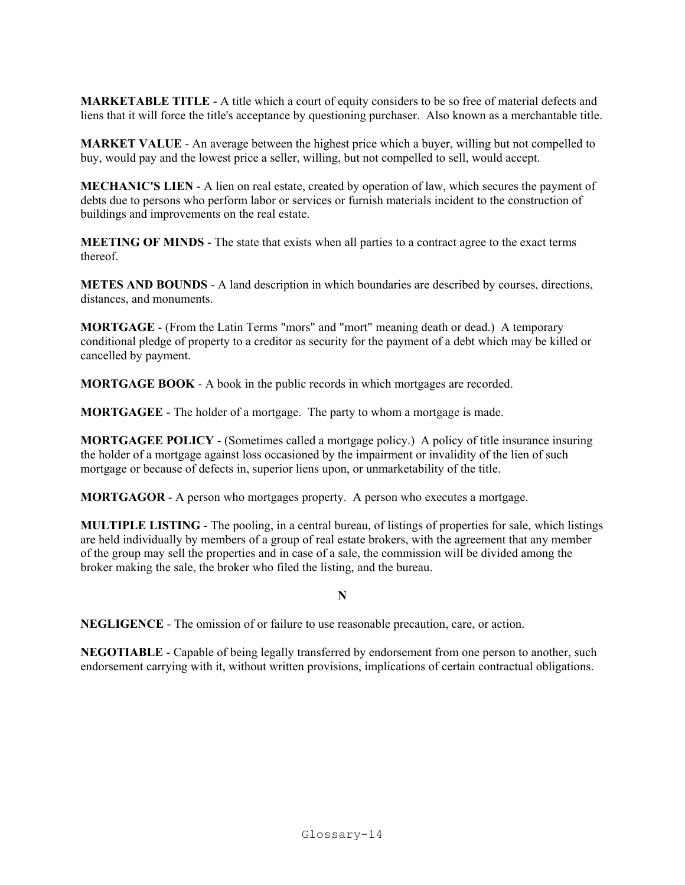**MARKETABLE TITLE** - A title which a court of equity considers to be so free of material defects and liens that it will force the title's acceptance by questioning purchaser.  Also known as a merchantable title.

**MARKET VALUE** - An average between the highest price which a buyer, willing but not compelled to buy, would pay and the lowest price a seller, willing, but not compelled to sell, would accept.

**MECHANIC'S LIEN** - A lien on real estate, created by operation of law, which secures the payment of debts due to persons who perform labor or services or furnish materials incident to the construction of buildings and improvements on the real estate.

**MEETING OF MINDS** - The state that exists when all parties to a contract agree to the exact terms thereof.

**METES AND BOUNDS** - A land description in which boundaries are described by courses, directions, distances, and monuments.

**MORTGAGE** - (From the Latin Terms "mors" and "mort" meaning death or dead.)  A temporary conditional pledge of property to a creditor as security for the payment of a debt which may be killed or cancelled by payment.

**MORTGAGE BOOK** - A book in the public records in which mortgages are recorded.

**MORTGAGEE** - The holder of a mortgage.  The party to whom a mortgage is made.

**MORTGAGEE POLICY** - (Sometimes called a mortgage policy.)  A policy of title insurance insuring the holder of a mortgage against loss occasioned by the impairment or invalidity of the lien of such mortgage or because of defects in, superior liens upon, or unmarketability of the title.

**MORTGAGOR** - A person who mortgages property.  A person who executes a mortgage.

**MULTIPLE LISTING** - The pooling, in a central bureau, of listings of properties for sale, which listings are held individually by members of a group of real estate brokers, with the agreement that any member of the group may sell the properties and in case of a sale, the commission will be divided among the broker making the sale, the broker who filed the listing, and the bureau.

## N

**NEGLIGENCE** - The omission of or failure to use reasonable precaution, care, or action.

**NEGOTIABLE** - Capable of being legally transferred by endorsement from one person to another, such endorsement carrying with it, without written provisions, implications of certain contractual obligations.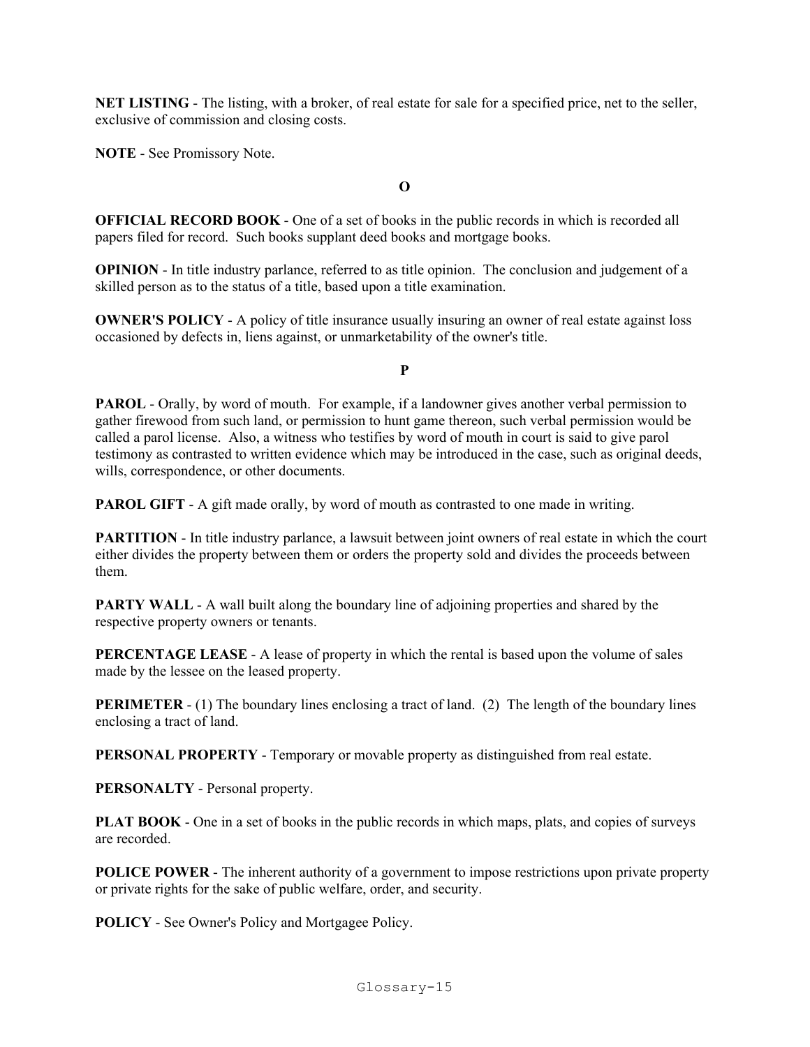**NET LISTING** - The listing, with a broker, of real estate for sale for a specified price, net to the seller, exclusive of commission and closing costs.

**NOTE** - See Promissory Note.

## O

**OFFICIAL RECORD BOOK** - One of a set of books in the public records in which is recorded all papers filed for record. Such books supplant deed books and mortgage books.

**OPINION** - In title industry parlance, referred to as title opinion. The conclusion and judgement of a skilled person as to the status of a title, based upon a title examination.

**OWNER'S POLICY** - A policy of title insurance usually insuring an owner of real estate against loss occasioned by defects in, liens against, or unmarketability of the owner's title.

## P

**PAROL** - Orally, by word of mouth. For example, if a landowner gives another verbal permission to gather firewood from such land, or permission to hunt game thereon, such verbal permission would be called a parol license. Also, a witness who testifies by word of mouth in court is said to give parol testimony as contrasted to written evidence which may be introduced in the case, such as original deeds, wills, correspondence, or other documents.

**PAROL GIFT** - A gift made orally, by word of mouth as contrasted to one made in writing.

**PARTITION** - In title industry parlance, a lawsuit between joint owners of real estate in which the court either divides the property between them or orders the property sold and divides the proceeds between them.

**PARTY WALL** - A wall built along the boundary line of adjoining properties and shared by the respective property owners or tenants.

**PERCENTAGE LEASE** - A lease of property in which the rental is based upon the volume of sales made by the lessee on the leased property.

**PERIMETER** - (1) The boundary lines enclosing a tract of land. (2) The length of the boundary lines enclosing a tract of land.

**PERSONAL PROPERTY** - Temporary or movable property as distinguished from real estate.

**PERSONALTY** - Personal property.

**PLAT BOOK** - One in a set of books in the public records in which maps, plats, and copies of surveys are recorded.

**POLICE POWER** - The inherent authority of a government to impose restrictions upon private property or private rights for the sake of public welfare, order, and security.

**POLICY** - See Owner's Policy and Mortgagee Policy.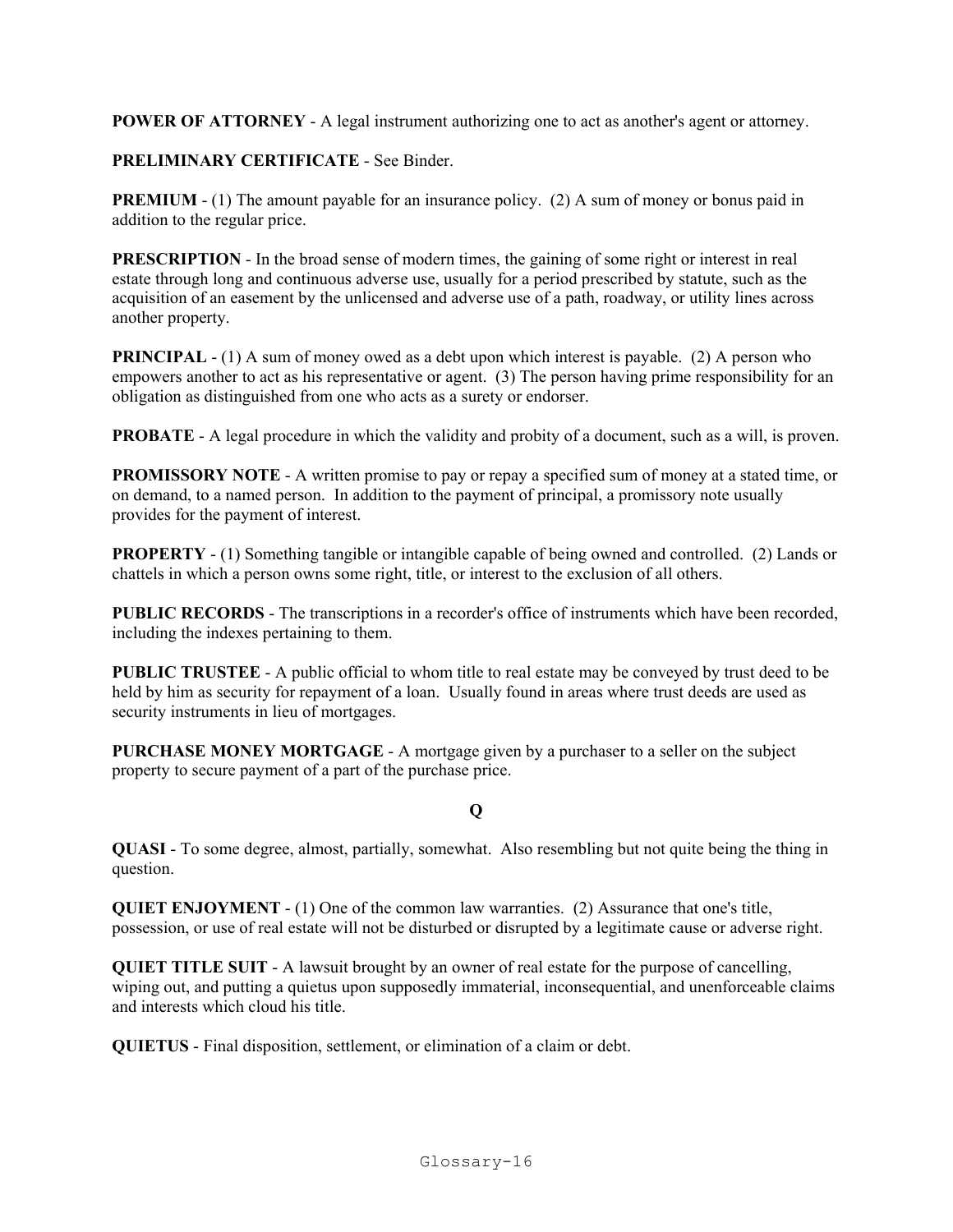**POWER OF ATTORNEY** - A legal instrument authorizing one to act as another's agent or attorney.

**PRELIMINARY CERTIFICATE** - See Binder.

**PREMIUM** - (1) The amount payable for an insurance policy. (2) A sum of money or bonus paid in addition to the regular price.

**PRESCRIPTION** - In the broad sense of modern times, the gaining of some right or interest in real estate through long and continuous adverse use, usually for a period prescribed by statute, such as the acquisition of an easement by the unlicensed and adverse use of a path, roadway, or utility lines across another property.

**PRINCIPAL** - (1) A sum of money owed as a debt upon which interest is payable. (2) A person who empowers another to act as his representative or agent. (3) The person having prime responsibility for an obligation as distinguished from one who acts as a surety or endorser.

**PROBATE** - A legal procedure in which the validity and probity of a document, such as a will, is proven.

**PROMISSORY NOTE** - A written promise to pay or repay a specified sum of money at a stated time, or on demand, to a named person. In addition to the payment of principal, a promissory note usually provides for the payment of interest.

**PROPERTY** - (1) Something tangible or intangible capable of being owned and controlled. (2) Lands or chattels in which a person owns some right, title, or interest to the exclusion of all others.

**PUBLIC RECORDS** - The transcriptions in a recorder's office of instruments which have been recorded, including the indexes pertaining to them.

**PUBLIC TRUSTEE** - A public official to whom title to real estate may be conveyed by trust deed to be held by him as security for repayment of a loan. Usually found in areas where trust deeds are used as security instruments in lieu of mortgages.

**PURCHASE MONEY MORTGAGE** - A mortgage given by a purchaser to a seller on the subject property to secure payment of a part of the purchase price.

## Q

**QUASI** - To some degree, almost, partially, somewhat. Also resembling but not quite being the thing in question.

**QUIET ENJOYMENT** - (1) One of the common law warranties. (2) Assurance that one's title, possession, or use of real estate will not be disturbed or disrupted by a legitimate cause or adverse right.

**QUIET TITLE SUIT** - A lawsuit brought by an owner of real estate for the purpose of cancelling, wiping out, and putting a quietus upon supposedly immaterial, inconsequential, and unenforceable claims and interests which cloud his title.

**QUIETUS** - Final disposition, settlement, or elimination of a claim or debt.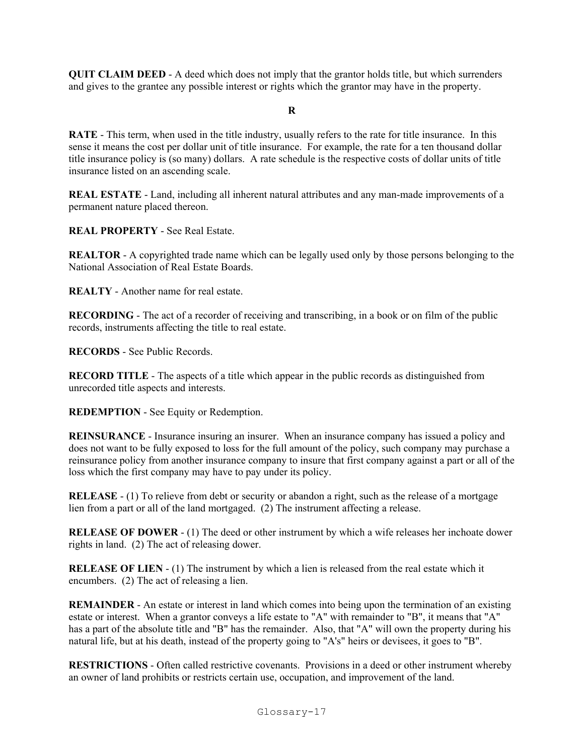**QUIT CLAIM DEED** - A deed which does not imply that the grantor holds title, but which surrenders and gives to the grantee any possible interest or rights which the grantor may have in the property.

## R

**RATE** - This term, when used in the title industry, usually refers to the rate for title insurance. In this sense it means the cost per dollar unit of title insurance. For example, the rate for a ten thousand dollar title insurance policy is (so many) dollars. A rate schedule is the respective costs of dollar units of title insurance listed on an ascending scale.

**REAL ESTATE** - Land, including all inherent natural attributes and any man-made improvements of a permanent nature placed thereon.

**REAL PROPERTY** - See Real Estate.

**REALTOR** - A copyrighted trade name which can be legally used only by those persons belonging to the National Association of Real Estate Boards.

**REALTY** - Another name for real estate.

**RECORDING** - The act of a recorder of receiving and transcribing, in a book or on film of the public records, instruments affecting the title to real estate.

**RECORDS** - See Public Records.

**RECORD TITLE** - The aspects of a title which appear in the public records as distinguished from unrecorded title aspects and interests.

**REDEMPTION** - See Equity or Redemption.

**REINSURANCE** - Insurance insuring an insurer. When an insurance company has issued a policy and does not want to be fully exposed to loss for the full amount of the policy, such company may purchase a reinsurance policy from another insurance company to insure that first company against a part or all of the loss which the first company may have to pay under its policy.

**RELEASE** - (1) To relieve from debt or security or abandon a right, such as the release of a mortgage lien from a part or all of the land mortgaged. (2) The instrument affecting a release.

**RELEASE OF DOWER** - (1) The deed or other instrument by which a wife releases her inchoate dower rights in land. (2) The act of releasing dower.

**RELEASE OF LIEN** - (1) The instrument by which a lien is released from the real estate which it encumbers. (2) The act of releasing a lien.

**REMAINDER** - An estate or interest in land which comes into being upon the termination of an existing estate or interest. When a grantor conveys a life estate to "A" with remainder to "B", it means that "A" has a part of the absolute title and "B" has the remainder. Also, that "A" will own the property during his natural life, but at his death, instead of the property going to "A's" heirs or devisees, it goes to "B".

**RESTRICTIONS** - Often called restrictive covenants. Provisions in a deed or other instrument whereby an owner of land prohibits or restricts certain use, occupation, and improvement of the land.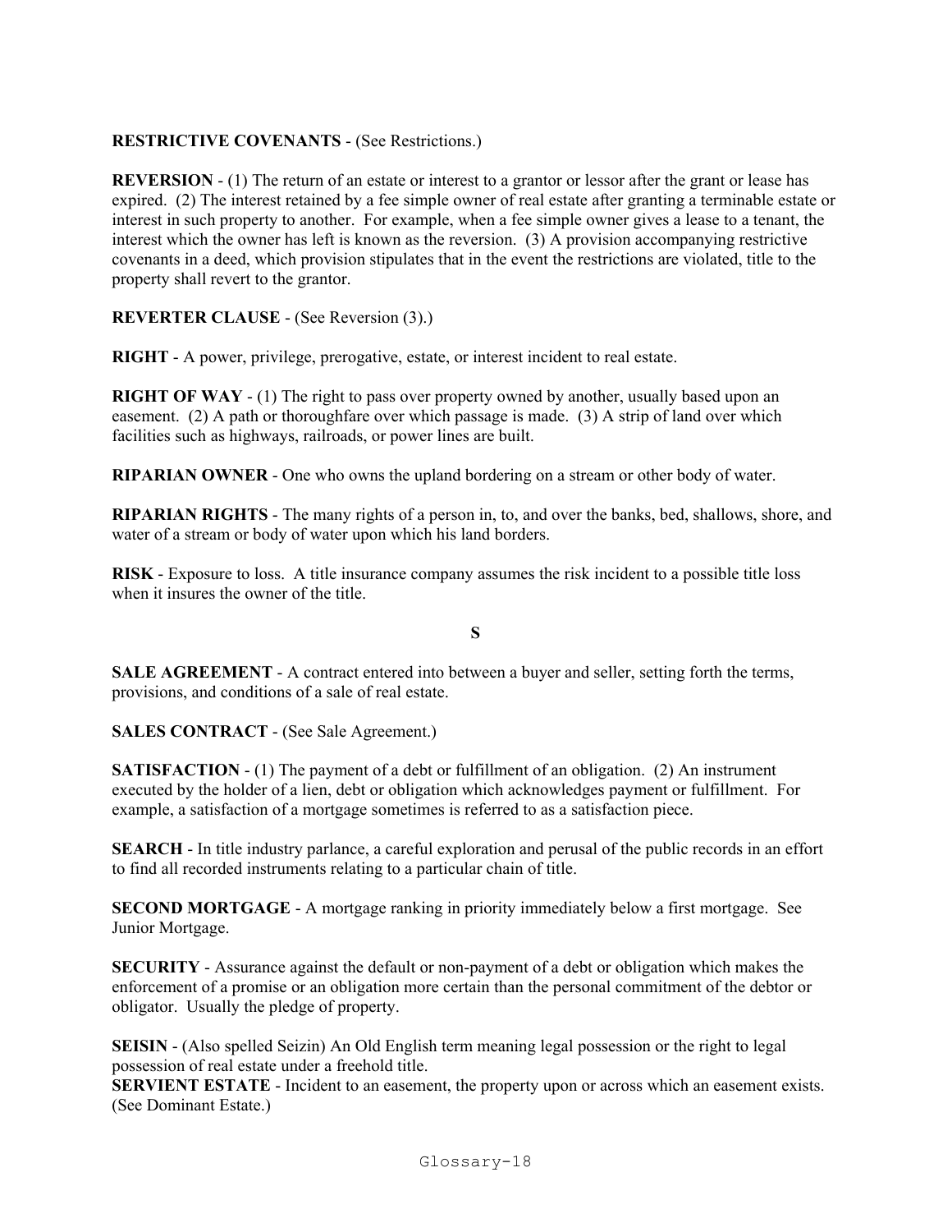**RESTRICTIVE COVENANTS** - (See Restrictions.)

**REVERSION** - (1) The return of an estate or interest to a grantor or lessor after the grant or lease has expired. (2) The interest retained by a fee simple owner of real estate after granting a terminable estate or interest in such property to another. For example, when a fee simple owner gives a lease to a tenant, the interest which the owner has left is known as the reversion. (3) A provision accompanying restrictive covenants in a deed, which provision stipulates that in the event the restrictions are violated, title to the property shall revert to the grantor.

**REVERTER CLAUSE** - (See Reversion (3).)

**RIGHT** - A power, privilege, prerogative, estate, or interest incident to real estate.

**RIGHT OF WAY** - (1) The right to pass over property owned by another, usually based upon an easement. (2) A path or thoroughfare over which passage is made. (3) A strip of land over which facilities such as highways, railroads, or power lines are built.

**RIPARIAN OWNER** - One who owns the upland bordering on a stream or other body of water.

**RIPARIAN RIGHTS** - The many rights of a person in, to, and over the banks, bed, shallows, shore, and water of a stream or body of water upon which his land borders.

**RISK** - Exposure to loss. A title insurance company assumes the risk incident to a possible title loss when it insures the owner of the title.

## S

**SALE AGREEMENT** - A contract entered into between a buyer and seller, setting forth the terms, provisions, and conditions of a sale of real estate.

**SALES CONTRACT** - (See Sale Agreement.)

**SATISFACTION** - (1) The payment of a debt or fulfillment of an obligation. (2) An instrument executed by the holder of a lien, debt or obligation which acknowledges payment or fulfillment. For example, a satisfaction of a mortgage sometimes is referred to as a satisfaction piece.

**SEARCH** - In title industry parlance, a careful exploration and perusal of the public records in an effort to find all recorded instruments relating to a particular chain of title.

**SECOND MORTGAGE** - A mortgage ranking in priority immediately below a first mortgage. See Junior Mortgage.

**SECURITY** - Assurance against the default or non-payment of a debt or obligation which makes the enforcement of a promise or an obligation more certain than the personal commitment of the debtor or obligator. Usually the pledge of property.

**SEISIN** - (Also spelled Seizin) An Old English term meaning legal possession or the right to legal possession of real estate under a freehold title.

**SERVIENT ESTATE** - Incident to an easement, the property upon or across which an easement exists. (See Dominant Estate.)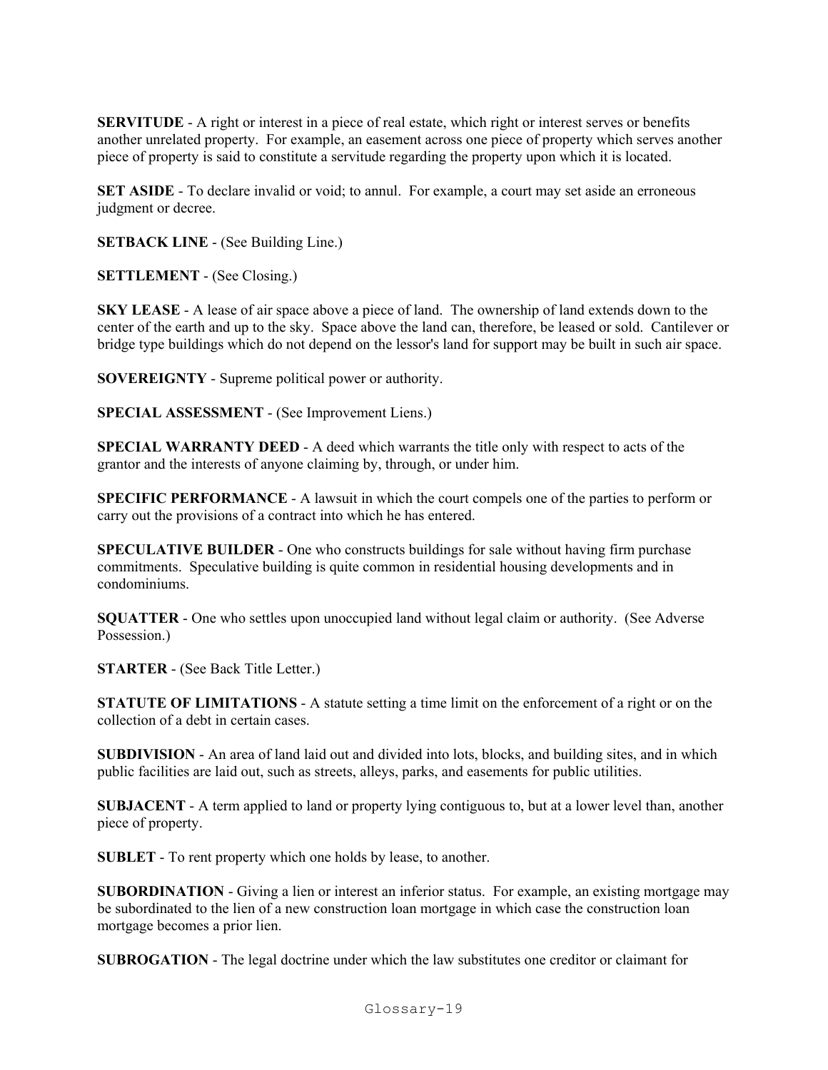**SERVITUDE** - A right or interest in a piece of real estate, which right or interest serves or benefits another unrelated property. For example, an easement across one piece of property which serves another piece of property is said to constitute a servitude regarding the property upon which it is located.

**SET ASIDE** - To declare invalid or void; to annul. For example, a court may set aside an erroneous judgment or decree.

**SETBACK LINE** - (See Building Line.)

**SETTLEMENT** - (See Closing.)

**SKY LEASE** - A lease of air space above a piece of land. The ownership of land extends down to the center of the earth and up to the sky. Space above the land can, therefore, be leased or sold. Cantilever or bridge type buildings which do not depend on the lessor's land for support may be built in such air space.

**SOVEREIGNTY** - Supreme political power or authority.

**SPECIAL ASSESSMENT** - (See Improvement Liens.)

**SPECIAL WARRANTY DEED** - A deed which warrants the title only with respect to acts of the grantor and the interests of anyone claiming by, through, or under him.

**SPECIFIC PERFORMANCE** - A lawsuit in which the court compels one of the parties to perform or carry out the provisions of a contract into which he has entered.

**SPECULATIVE BUILDER** - One who constructs buildings for sale without having firm purchase commitments. Speculative building is quite common in residential housing developments and in condominiums.

**SQUATTER** - One who settles upon unoccupied land without legal claim or authority. (See Adverse Possession.)

**STARTER** - (See Back Title Letter.)

**STATUTE OF LIMITATIONS** - A statute setting a time limit on the enforcement of a right or on the collection of a debt in certain cases.

**SUBDIVISION** - An area of land laid out and divided into lots, blocks, and building sites, and in which public facilities are laid out, such as streets, alleys, parks, and easements for public utilities.

**SUBJACENT** - A term applied to land or property lying contiguous to, but at a lower level than, another piece of property.

**SUBLET** - To rent property which one holds by lease, to another.

**SUBORDINATION** - Giving a lien or interest an inferior status. For example, an existing mortgage may be subordinated to the lien of a new construction loan mortgage in which case the construction loan mortgage becomes a prior lien.

**SUBROGATION** - The legal doctrine under which the law substitutes one creditor or claimant for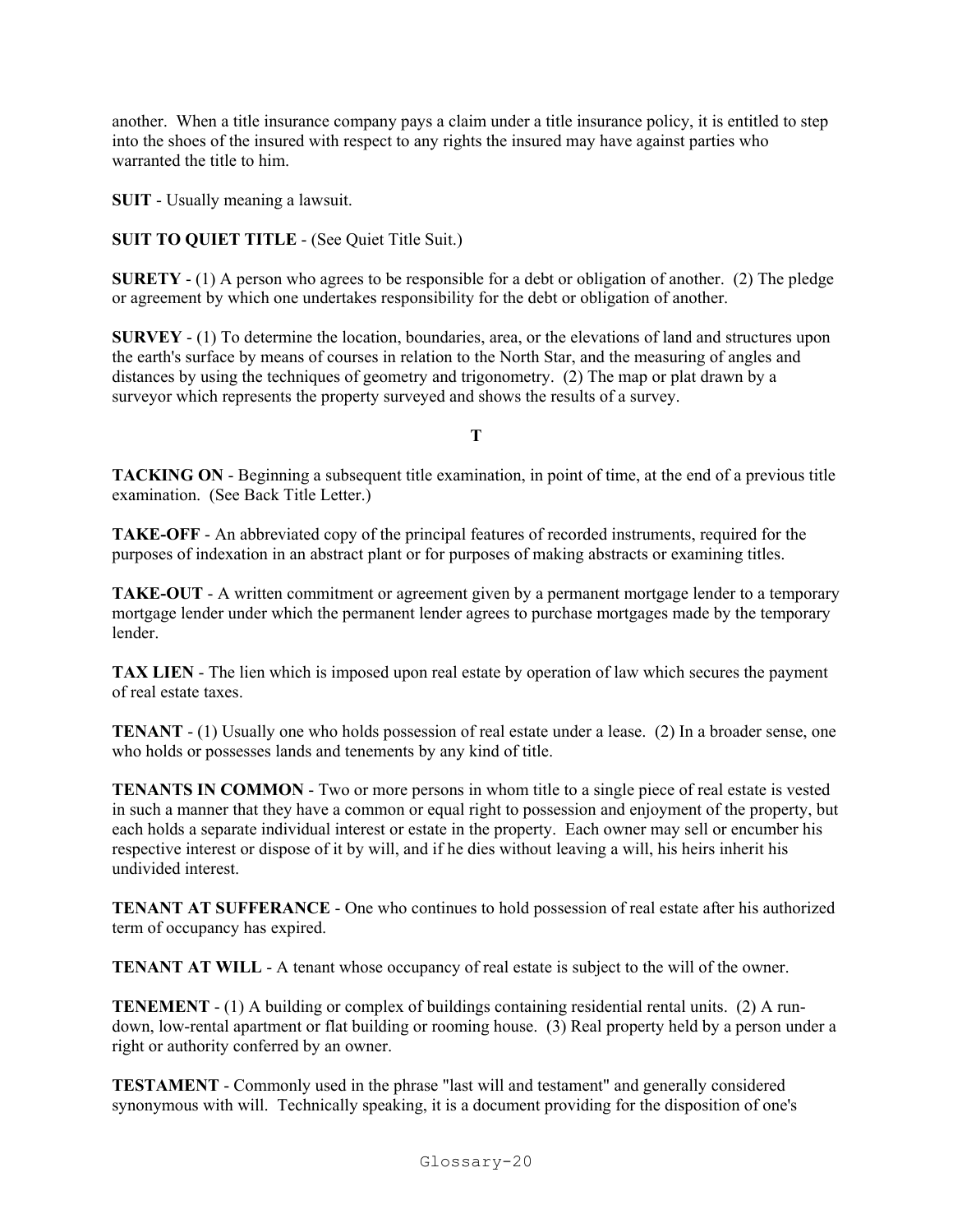another. When a title insurance company pays a claim under a title insurance policy, it is entitled to step into the shoes of the insured with respect to any rights the insured may have against parties who warranted the title to him.

**SUIT** - Usually meaning a lawsuit.

**SUIT TO QUIET TITLE** - (See Quiet Title Suit.)

**SURETY** - (1) A person who agrees to be responsible for a debt or obligation of another. (2) The pledge or agreement by which one undertakes responsibility for the debt or obligation of another.

**SURVEY** - (1) To determine the location, boundaries, area, or the elevations of land and structures upon the earth's surface by means of courses in relation to the North Star, and the measuring of angles and distances by using the techniques of geometry and trigonometry. (2) The map or plat drawn by a surveyor which represents the property surveyed and shows the results of a survey.

## T

**TACKING ON** - Beginning a subsequent title examination, in point of time, at the end of a previous title examination. (See Back Title Letter.)

**TAKE-OFF** - An abbreviated copy of the principal features of recorded instruments, required for the purposes of indexation in an abstract plant or for purposes of making abstracts or examining titles.

**TAKE-OUT** - A written commitment or agreement given by a permanent mortgage lender to a temporary mortgage lender under which the permanent lender agrees to purchase mortgages made by the temporary lender.

**TAX LIEN** - The lien which is imposed upon real estate by operation of law which secures the payment of real estate taxes.

**TENANT** - (1) Usually one who holds possession of real estate under a lease. (2) In a broader sense, one who holds or possesses lands and tenements by any kind of title.

**TENANTS IN COMMON** - Two or more persons in whom title to a single piece of real estate is vested in such a manner that they have a common or equal right to possession and enjoyment of the property, but each holds a separate individual interest or estate in the property. Each owner may sell or encumber his respective interest or dispose of it by will, and if he dies without leaving a will, his heirs inherit his undivided interest.

**TENANT AT SUFFERANCE** - One who continues to hold possession of real estate after his authorized term of occupancy has expired.

**TENANT AT WILL** - A tenant whose occupancy of real estate is subject to the will of the owner.

**TENEMENT** - (1) A building or complex of buildings containing residential rental units. (2) A run-down, low-rental apartment or flat building or rooming house. (3) Real property held by a person under a right or authority conferred by an owner.

**TESTAMENT** - Commonly used in the phrase "last will and testament" and generally considered synonymous with will. Technically speaking, it is a document providing for the disposition of one's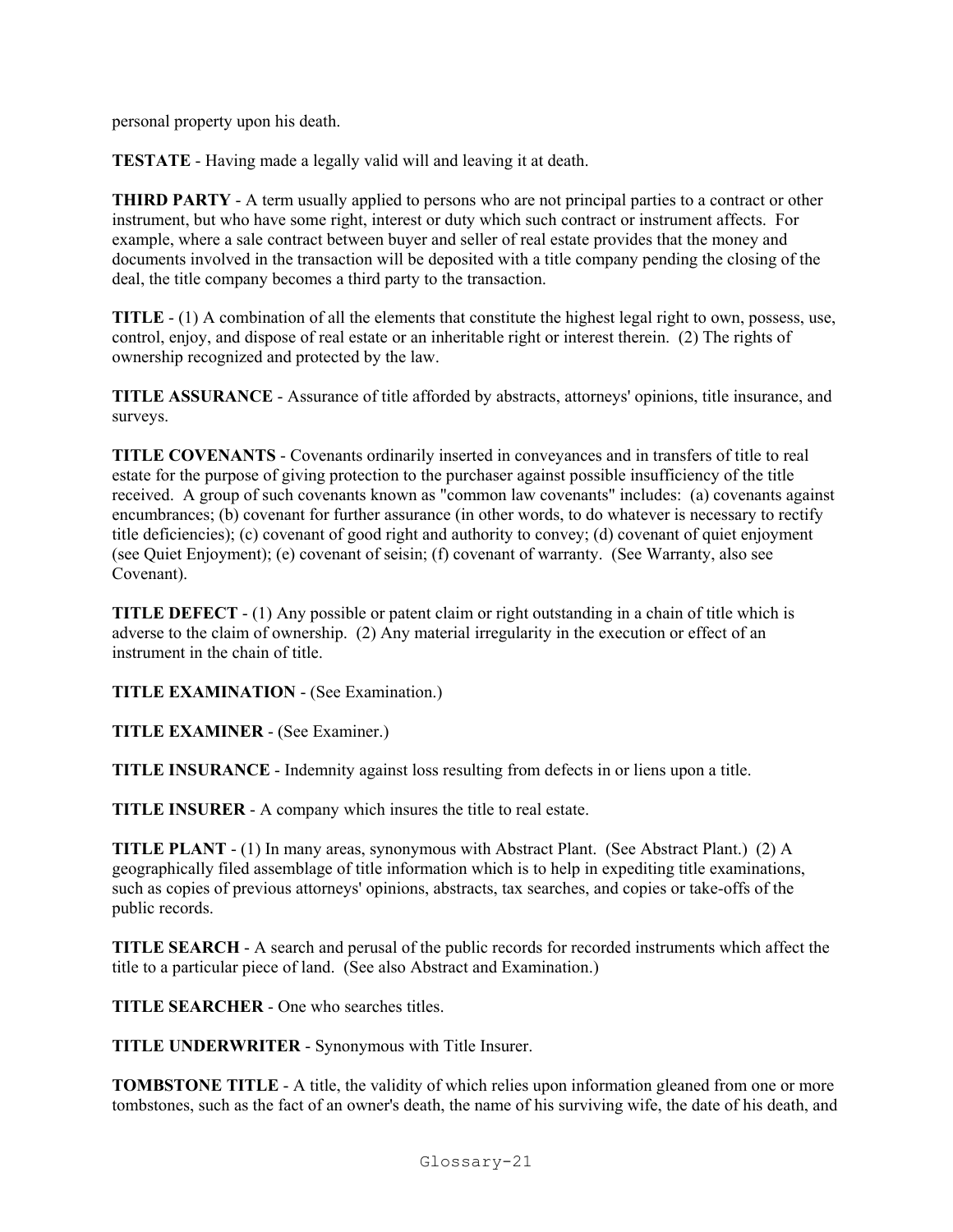personal property upon his death.

**TESTATE** - Having made a legally valid will and leaving it at death.

**THIRD PARTY** - A term usually applied to persons who are not principal parties to a contract or other instrument, but who have some right, interest or duty which such contract or instrument affects. For example, where a sale contract between buyer and seller of real estate provides that the money and documents involved in the transaction will be deposited with a title company pending the closing of the deal, the title company becomes a third party to the transaction.

**TITLE** - (1) A combination of all the elements that constitute the highest legal right to own, possess, use, control, enjoy, and dispose of real estate or an inheritable right or interest therein. (2) The rights of ownership recognized and protected by the law.

**TITLE ASSURANCE** - Assurance of title afforded by abstracts, attorneys' opinions, title insurance, and surveys.

**TITLE COVENANTS** - Covenants ordinarily inserted in conveyances and in transfers of title to real estate for the purpose of giving protection to the purchaser against possible insufficiency of the title received. A group of such covenants known as "common law covenants" includes: (a) covenants against encumbrances; (b) covenant for further assurance (in other words, to do whatever is necessary to rectify title deficiencies); (c) covenant of good right and authority to convey; (d) covenant of quiet enjoyment (see Quiet Enjoyment); (e) covenant of seisin; (f) covenant of warranty. (See Warranty, also see Covenant).

**TITLE DEFECT** - (1) Any possible or patent claim or right outstanding in a chain of title which is adverse to the claim of ownership. (2) Any material irregularity in the execution or effect of an instrument in the chain of title.

**TITLE EXAMINATION** - (See Examination.)

**TITLE EXAMINER** - (See Examiner.)

**TITLE INSURANCE** - Indemnity against loss resulting from defects in or liens upon a title.

**TITLE INSURER** - A company which insures the title to real estate.

**TITLE PLANT** - (1) In many areas, synonymous with Abstract Plant. (See Abstract Plant.) (2) A geographically filed assemblage of title information which is to help in expediting title examinations, such as copies of previous attorneys' opinions, abstracts, tax searches, and copies or take-offs of the public records.

**TITLE SEARCH** - A search and perusal of the public records for recorded instruments which affect the title to a particular piece of land. (See also Abstract and Examination.)

**TITLE SEARCHER** - One who searches titles.

**TITLE UNDERWRITER** - Synonymous with Title Insurer.

**TOMBSTONE TITLE** - A title, the validity of which relies upon information gleaned from one or more tombstones, such as the fact of an owner's death, the name of his surviving wife, the date of his death, and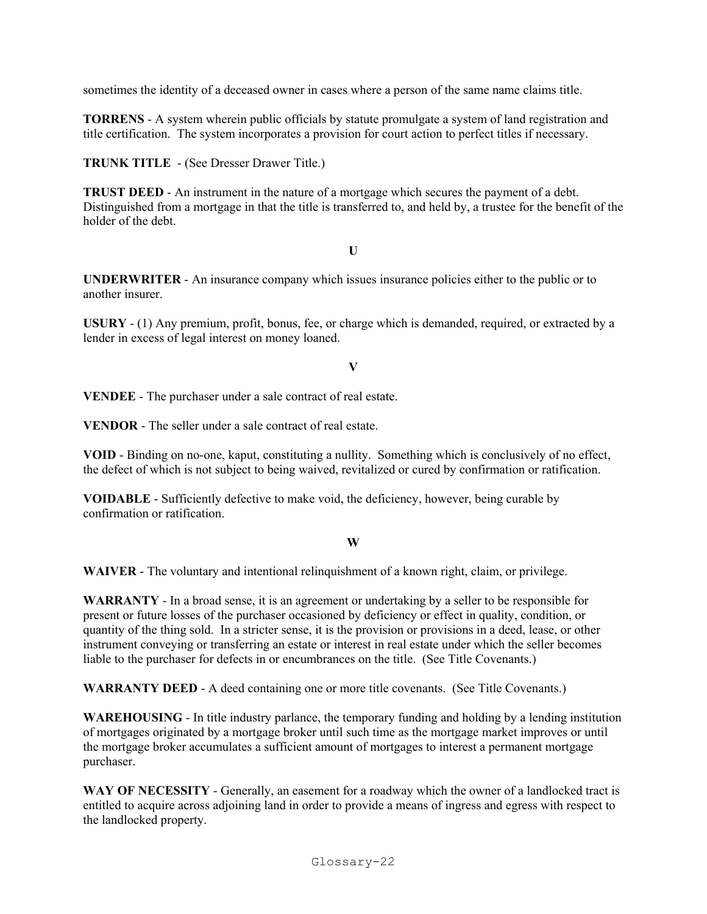sometimes the identity of a deceased owner in cases where a person of the same name claims title.

**TORRENS** - A system wherein public officials by statute promulgate a system of land registration and title certification. The system incorporates a provision for court action to perfect titles if necessary.

**TRUNK TITLE** - (See Dresser Drawer Title.)

**TRUST DEED** - An instrument in the nature of a mortgage which secures the payment of a debt. Distinguished from a mortgage in that the title is transferred to, and held by, a trustee for the benefit of the holder of the debt.

**U**

**UNDERWRITER** - An insurance company which issues insurance policies either to the public or to another insurer.

**USURY** - (1) Any premium, profit, bonus, fee, or charge which is demanded, required, or extracted by a lender in excess of legal interest on money loaned.

**V**

**VENDEE** - The purchaser under a sale contract of real estate.

**VENDOR** - The seller under a sale contract of real estate.

**VOID** - Binding on no-one, kaput, constituting a nullity. Something which is conclusively of no effect, the defect of which is not subject to being waived, revitalized or cured by confirmation or ratification.

**VOIDABLE** - Sufficiently defective to make void, the deficiency, however, being curable by confirmation or ratification.

**W**

**WAIVER** - The voluntary and intentional relinquishment of a known right, claim, or privilege.

**WARRANTY** - In a broad sense, it is an agreement or undertaking by a seller to be responsible for present or future losses of the purchaser occasioned by deficiency or effect in quality, condition, or quantity of the thing sold. In a stricter sense, it is the provision or provisions in a deed, lease, or other instrument conveying or transferring an estate or interest in real estate under which the seller becomes liable to the purchaser for defects in or encumbrances on the title. (See Title Covenants.)

**WARRANTY DEED** - A deed containing one or more title covenants. (See Title Covenants.)

**WAREHOUSING** - In title industry parlance, the temporary funding and holding by a lending institution of mortgages originated by a mortgage broker until such time as the mortgage market improves or until the mortgage broker accumulates a sufficient amount of mortgages to interest a permanent mortgage purchaser.

**WAY OF NECESSITY** - Generally, an easement for a roadway which the owner of a landlocked tract is entitled to acquire across adjoining land in order to provide a means of ingress and egress with respect to the landlocked property.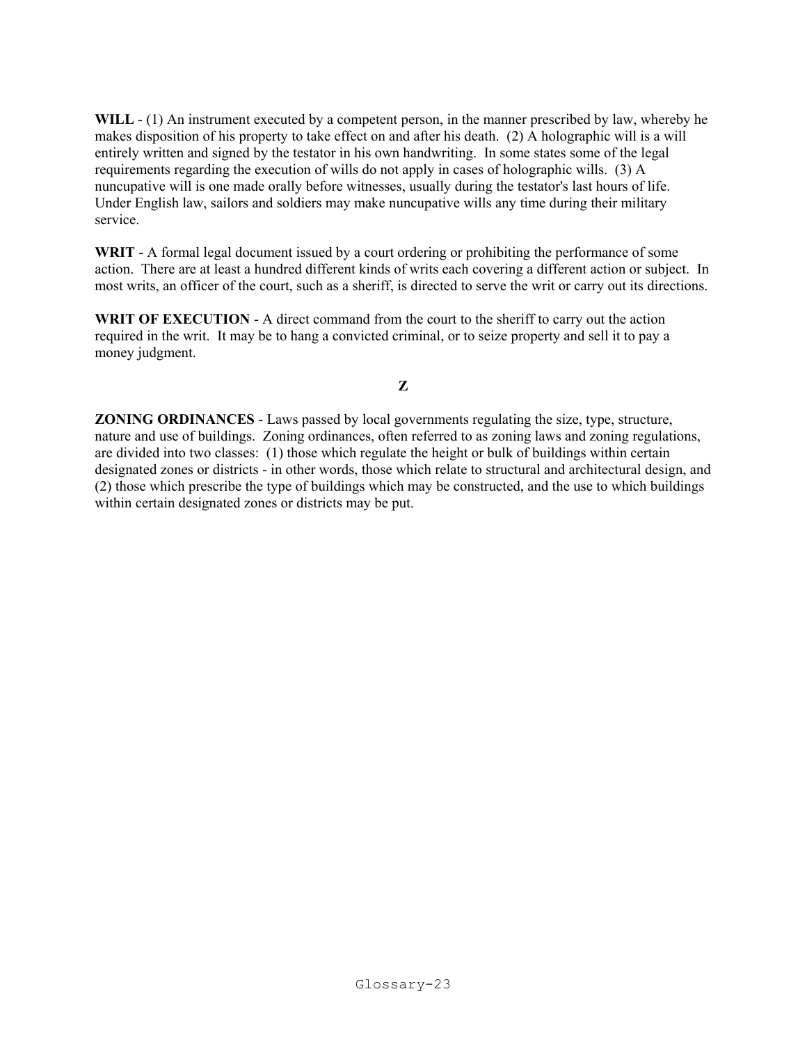**WILL** - (1) An instrument executed by a competent person, in the manner prescribed by law, whereby he makes disposition of his property to take effect on and after his death. (2) A holographic will is a will entirely written and signed by the testator in his own handwriting. In some states some of the legal requirements regarding the execution of wills do not apply in cases of holographic wills. (3) A nuncupative will is one made orally before witnesses, usually during the testator's last hours of life. Under English law, sailors and soldiers may make nuncupative wills any time during their military service.

**WRIT** - A formal legal document issued by a court ordering or prohibiting the performance of some action. There are at least a hundred different kinds of writs each covering a different action or subject. In most writs, an officer of the court, such as a sheriff, is directed to serve the writ or carry out its directions.

**WRIT OF EXECUTION** - A direct command from the court to the sheriff to carry out the action required in the writ. It may be to hang a convicted criminal, or to seize property and sell it to pay a money judgment.

## Z

**ZONING ORDINANCES** - Laws passed by local governments regulating the size, type, structure, nature and use of buildings. Zoning ordinances, often referred to as zoning laws and zoning regulations, are divided into two classes: (1) those which regulate the height or bulk of buildings within certain designated zones or districts - in other words, those which relate to structural and architectural design, and (2) those which prescribe the type of buildings which may be constructed, and the use to which buildings within certain designated zones or districts may be put.